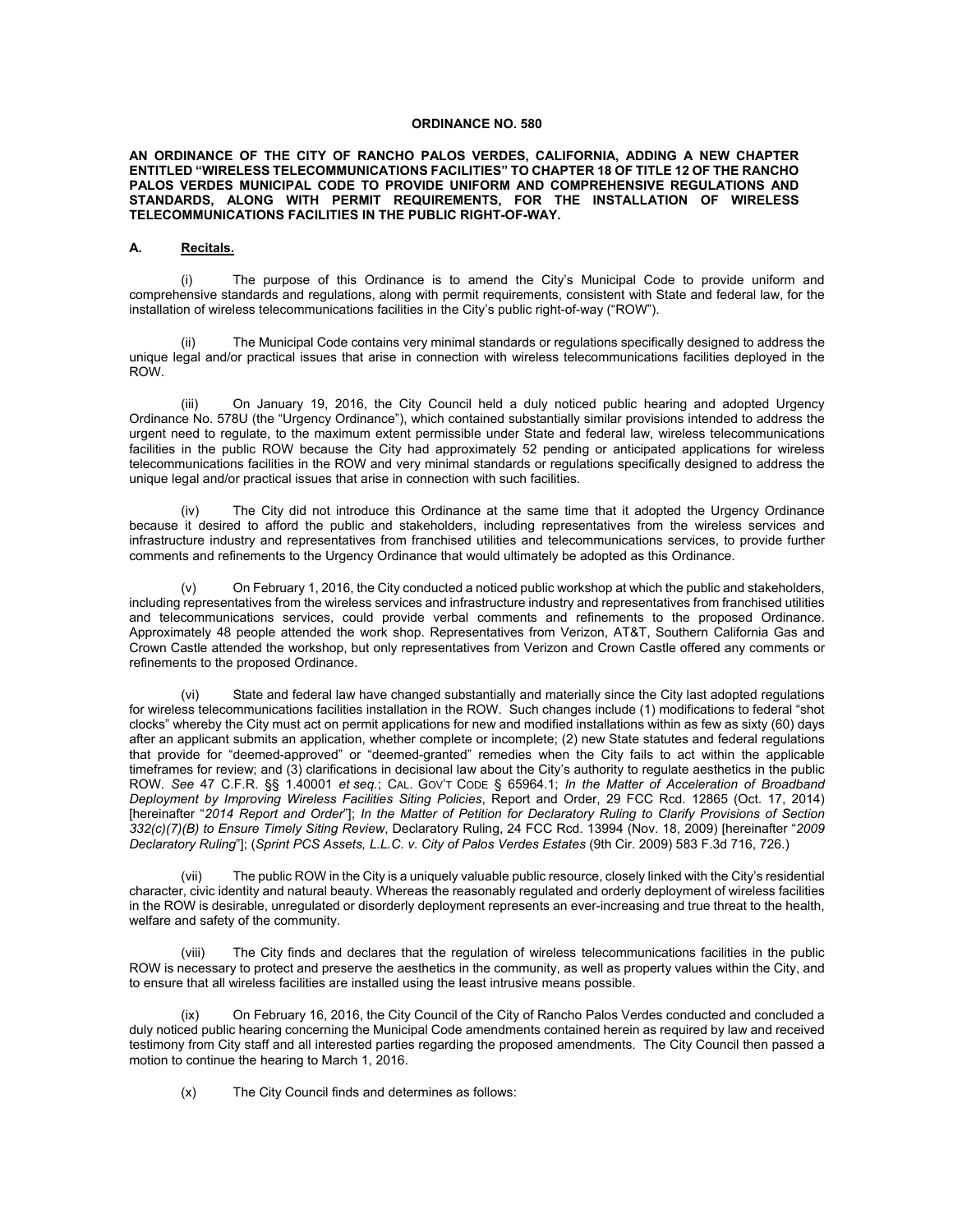# ORDINANCE NO. 580

**AN ORDINANCE OF THE CITY OF RANCHO PALOS VERDES, CALIFORNIA, ADDING A NEW CHAPTER ENTITLED "WIRELESS TELECOMMUNICATIONS FACILITIES" TO CHAPTER 18 OF TITLE 12 OF THE RANCHO PALOS VERDES MUNICIPAL CODE TO PROVIDE UNIFORM AND COMPREHENSIVE REGULATIONS AND STANDARDS, ALONG WITH PERMIT REQUIREMENTS, FOR THE INSTALLATION OF WIRELESS TELECOMMUNICATIONS FACILITIES IN THE PUBLIC RIGHT-OF-WAY.**

## A. Recitals.

(i) The purpose of this Ordinance is to amend the City's Municipal Code to provide uniform and comprehensive standards and regulations, along with permit requirements, consistent with State and federal law, for the installation of wireless telecommunications facilities in the City's public right-of-way ("ROW").

(ii) The Municipal Code contains very minimal standards or regulations specifically designed to address the unique legal and/or practical issues that arise in connection with wireless telecommunications facilities deployed in the ROW.

(iii) On January 19, 2016, the City Council held a duly noticed public hearing and adopted Urgency Ordinance No. 578U (the "Urgency Ordinance"), which contained substantially similar provisions intended to address the urgent need to regulate, to the maximum extent permissible under State and federal law, wireless telecommunications facilities in the public ROW because the City had approximately 52 pending or anticipated applications for wireless telecommunications facilities in the ROW and very minimal standards or regulations specifically designed to address the unique legal and/or practical issues that arise in connection with such facilities.

(iv) The City did not introduce this Ordinance at the same time that it adopted the Urgency Ordinance because it desired to afford the public and stakeholders, including representatives from the wireless services and infrastructure industry and representatives from franchised utilities and telecommunications services, to provide further comments and refinements to the Urgency Ordinance that would ultimately be adopted as this Ordinance.

(v) On February 1, 2016, the City conducted a noticed public workshop at which the public and stakeholders, including representatives from the wireless services and infrastructure industry and representatives from franchised utilities and telecommunications services, could provide verbal comments and refinements to the proposed Ordinance. Approximately 48 people attended the work shop. Representatives from Verizon, AT&T, Southern California Gas and Crown Castle attended the workshop, but only representatives from Verizon and Crown Castle offered any comments or refinements to the proposed Ordinance.

(vi) State and federal law have changed substantially and materially since the City last adopted regulations for wireless telecommunications facilities installation in the ROW. Such changes include (1) modifications to federal "shot clocks" whereby the City must act on permit applications for new and modified installations within as few as sixty (60) days after an applicant submits an application, whether complete or incomplete; (2) new State statutes and federal regulations that provide for "deemed-approved" or "deemed-granted" remedies when the City fails to act within the applicable timeframes for review; and (3) clarifications in decisional law about the City's authority to regulate aesthetics in the public ROW. *See* 47 C.F.R. §§ 1.40001 *et seq.*; CAL. GOV'T CODE § 65964.1; *In the Matter of Acceleration of Broadband Deployment by Improving Wireless Facilities Siting Policies*, Report and Order, 29 FCC Rcd. 12865 (Oct. 17, 2014) [hereinafter "*2014 Report and Order*"]; *In the Matter of Petition for Declaratory Ruling to Clarify Provisions of Section 332(c)(7)(B) to Ensure Timely Siting Review*, Declaratory Ruling, 24 FCC Rcd. 13994 (Nov. 18, 2009) [hereinafter "*2009 Declaratory Ruling*"]; (*Sprint PCS Assets, L.L.C. v. City of Palos Verdes Estates* (9th Cir. 2009) 583 F.3d 716, 726.)

(vii) The public ROW in the City is a uniquely valuable public resource, closely linked with the City's residential character, civic identity and natural beauty. Whereas the reasonably regulated and orderly deployment of wireless facilities in the ROW is desirable, unregulated or disorderly deployment represents an ever-increasing and true threat to the health, welfare and safety of the community.

(viii) The City finds and declares that the regulation of wireless telecommunications facilities in the public ROW is necessary to protect and preserve the aesthetics in the community, as well as property values within the City, and to ensure that all wireless facilities are installed using the least intrusive means possible.

(ix) On February 16, 2016, the City Council of the City of Rancho Palos Verdes conducted and concluded a duly noticed public hearing concerning the Municipal Code amendments contained herein as required by law and received testimony from City staff and all interested parties regarding the proposed amendments. The City Council then passed a motion to continue the hearing to March 1, 2016.

(x) The City Council finds and determines as follows: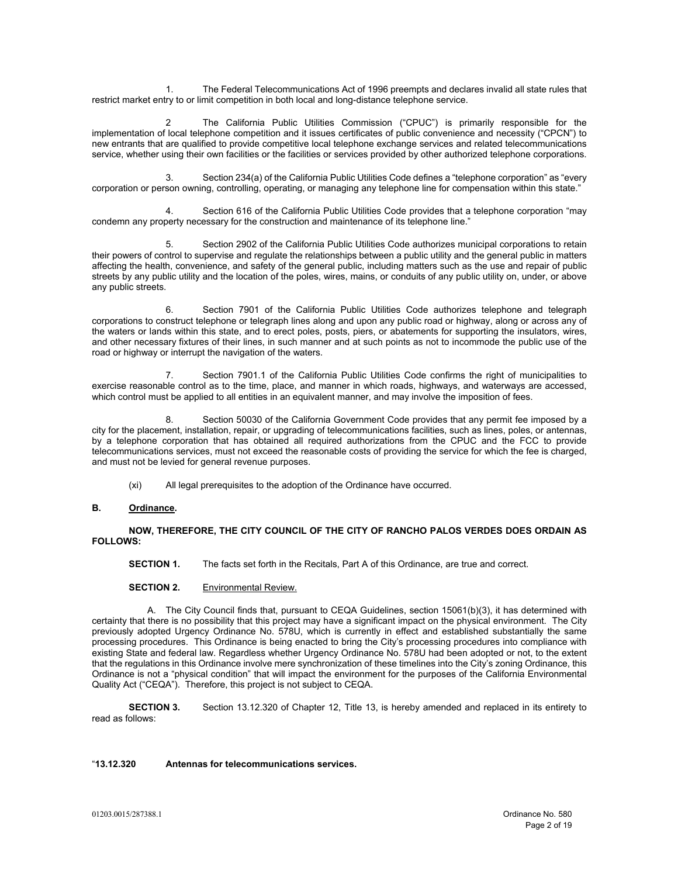1. The Federal Telecommunications Act of 1996 preempts and declares invalid all state rules that restrict market entry to or limit competition in both local and long-distance telephone service.

2 The California Public Utilities Commission ("CPUC") is primarily responsible for the implementation of local telephone competition and it issues certificates of public convenience and necessity ("CPCN") to new entrants that are qualified to provide competitive local telephone exchange services and related telecommunications service, whether using their own facilities or the facilities or services provided by other authorized telephone corporations.

3. Section 234(a) of the California Public Utilities Code defines a "telephone corporation" as "every corporation or person owning, controlling, operating, or managing any telephone line for compensation within this state."

4. Section 616 of the California Public Utilities Code provides that a telephone corporation "may condemn any property necessary for the construction and maintenance of its telephone line."

5. Section 2902 of the California Public Utilities Code authorizes municipal corporations to retain their powers of control to supervise and regulate the relationships between a public utility and the general public in matters affecting the health, convenience, and safety of the general public, including matters such as the use and repair of public streets by any public utility and the location of the poles, wires, mains, or conduits of any public utility on, under, or above any public streets.

6. Section 7901 of the California Public Utilities Code authorizes telephone and telegraph corporations to construct telephone or telegraph lines along and upon any public road or highway, along or across any of the waters or lands within this state, and to erect poles, posts, piers, or abatements for supporting the insulators, wires, and other necessary fixtures of their lines, in such manner and at such points as not to incommode the public use of the road or highway or interrupt the navigation of the waters.

7. Section 7901.1 of the California Public Utilities Code confirms the right of municipalities to exercise reasonable control as to the time, place, and manner in which roads, highways, and waterways are accessed, which control must be applied to all entities in an equivalent manner, and may involve the imposition of fees.

8. Section 50030 of the California Government Code provides that any permit fee imposed by a city for the placement, installation, repair, or upgrading of telecommunications facilities, such as lines, poles, or antennas, by a telephone corporation that has obtained all required authorizations from the CPUC and the FCC to provide telecommunications services, must not exceed the reasonable costs of providing the service for which the fee is charged, and must not be levied for general revenue purposes.

(xi) All legal prerequisites to the adoption of the Ordinance have occurred.

**B. Ordinance.**

**NOW, THEREFORE, THE CITY COUNCIL OF THE CITY OF RANCHO PALOS VERDES DOES ORDAIN AS FOLLOWS:**

**SECTION 1.** The facts set forth in the Recitals, Part A of this Ordinance, are true and correct.

**SECTION 2.** Environmental Review.

A. The City Council finds that, pursuant to CEQA Guidelines, section 15061(b)(3), it has determined with certainty that there is no possibility that this project may have a significant impact on the physical environment. The City previously adopted Urgency Ordinance No. 578U, which is currently in effect and established substantially the same processing procedures. This Ordinance is being enacted to bring the City's processing procedures into compliance with existing State and federal law. Regardless whether Urgency Ordinance No. 578U had been adopted or not, to the extent that the regulations in this Ordinance involve mere synchronization of these timelines into the City's zoning Ordinance, this Ordinance is not a "physical condition" that will impact the environment for the purposes of the California Environmental Quality Act ("CEQA"). Therefore, this project is not subject to CEQA.

**SECTION 3.** Section 13.12.320 of Chapter 12, Title 13, is hereby amended and replaced in its entirety to read as follows:

"**13.12.320 Antennas for telecommunications services.**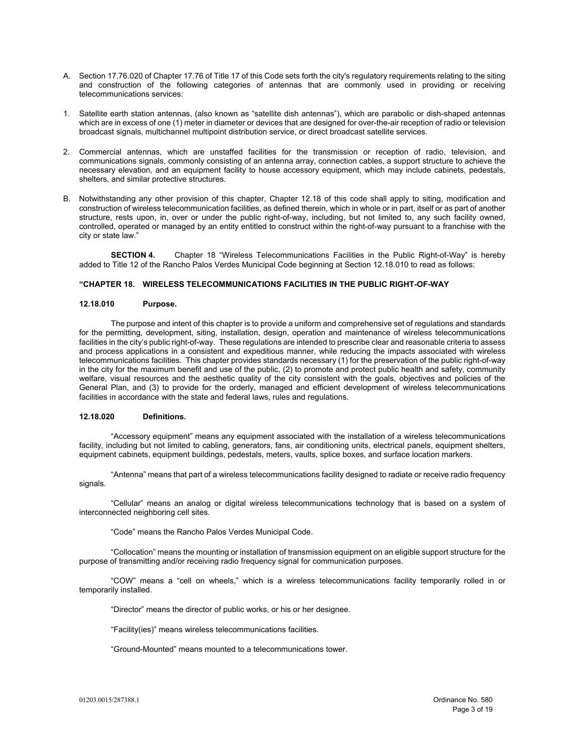A. Section 17.76.020 of Chapter 17.76 of Title 17 of this Code sets forth the city's regulatory requirements relating to the siting and construction of the following categories of antennas that are commonly used in providing or receiving telecommunications services:

1. Satellite earth station antennas, (also known as "satellite dish antennas"), which are parabolic or dish-shaped antennas which are in excess of one (1) meter in diameter or devices that are designed for over-the-air reception of radio or television broadcast signals, multichannel multipoint distribution service, or direct broadcast satellite services.

2. Commercial antennas, which are unstaffed facilities for the transmission or reception of radio, television, and communications signals, commonly consisting of an antenna array, connection cables, a support structure to achieve the necessary elevation, and an equipment facility to house accessory equipment, which may include cabinets, pedestals, shelters, and similar protective structures.

B. Notwithstanding any other provision of this chapter, Chapter 12.18 of this code shall apply to siting, modification and construction of wireless telecommunication facilities, as defined therein, which in whole or in part, itself or as part of another structure, rests upon, in, over or under the public right-of-way, including, but not limited to, any such facility owned, controlled, operated or managed by an entity entitled to construct within the right-of-way pursuant to a franchise with the city or state law."

**SECTION 4.** Chapter 18 "Wireless Telecommunications Facilities in the Public Right-of-Way" is hereby added to Title 12 of the Rancho Palos Verdes Municipal Code beginning at Section 12.18.010 to read as follows:

**"CHAPTER 18. WIRELESS TELECOMMUNICATIONS FACILITIES IN THE PUBLIC RIGHT-OF-WAY**

**12.18.010 Purpose.**

The purpose and intent of this chapter is to provide a uniform and comprehensive set of regulations and standards for the permitting, development, siting, installation, design, operation and maintenance of wireless telecommunications facilities in the city's public right-of-way. These regulations are intended to prescribe clear and reasonable criteria to assess and process applications in a consistent and expeditious manner, while reducing the impacts associated with wireless telecommunications facilities. This chapter provides standards necessary (1) for the preservation of the public right-of-way in the city for the maximum benefit and use of the public, (2) to promote and protect public health and safety, community welfare, visual resources and the aesthetic quality of the city consistent with the goals, objectives and policies of the General Plan, and (3) to provide for the orderly, managed and efficient development of wireless telecommunications facilities in accordance with the state and federal laws, rules and regulations.

**12.18.020 Definitions.**

"Accessory equipment" means any equipment associated with the installation of a wireless telecommunications facility, including but not limited to cabling, generators, fans, air conditioning units, electrical panels, equipment shelters, equipment cabinets, equipment buildings, pedestals, meters, vaults, splice boxes, and surface location markers.

"Antenna" means that part of a wireless telecommunications facility designed to radiate or receive radio frequency signals.

"Cellular" means an analog or digital wireless telecommunications technology that is based on a system of interconnected neighboring cell sites.

"Code" means the Rancho Palos Verdes Municipal Code.

"Collocation" means the mounting or installation of transmission equipment on an eligible support structure for the purpose of transmitting and/or receiving radio frequency signal for communication purposes.

"COW" means a "cell on wheels," which is a wireless telecommunications facility temporarily rolled in or temporarily installed.

"Director" means the director of public works, or his or her designee.

"Facility(ies)" means wireless telecommunications facilities.

"Ground-Mounted" means mounted to a telecommunications tower.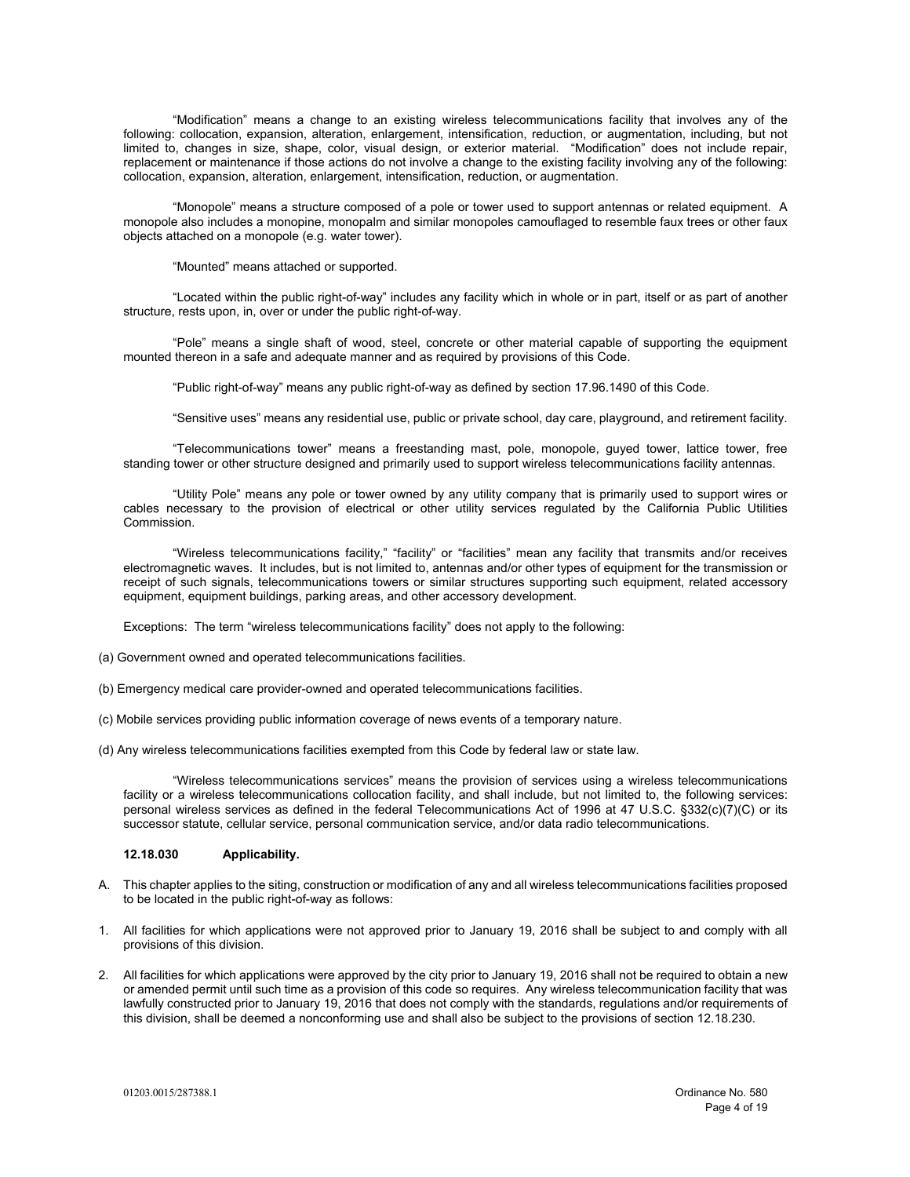"Modification" means a change to an existing wireless telecommunications facility that involves any of the following: collocation, expansion, alteration, enlargement, intensification, reduction, or augmentation, including, but not limited to, changes in size, shape, color, visual design, or exterior material. "Modification" does not include repair, replacement or maintenance if those actions do not involve a change to the existing facility involving any of the following: collocation, expansion, alteration, enlargement, intensification, reduction, or augmentation.

"Monopole" means a structure composed of a pole or tower used to support antennas or related equipment. A monopole also includes a monopine, monopalm and similar monopoles camouflaged to resemble faux trees or other faux objects attached on a monopole (e.g. water tower).

"Mounted" means attached or supported.

"Located within the public right-of-way" includes any facility which in whole or in part, itself or as part of another structure, rests upon, in, over or under the public right-of-way.

"Pole" means a single shaft of wood, steel, concrete or other material capable of supporting the equipment mounted thereon in a safe and adequate manner and as required by provisions of this Code.

"Public right-of-way" means any public right-of-way as defined by section 17.96.1490 of this Code.

"Sensitive uses" means any residential use, public or private school, day care, playground, and retirement facility.

"Telecommunications tower" means a freestanding mast, pole, monopole, guyed tower, lattice tower, free standing tower or other structure designed and primarily used to support wireless telecommunications facility antennas.

"Utility Pole" means any pole or tower owned by any utility company that is primarily used to support wires or cables necessary to the provision of electrical or other utility services regulated by the California Public Utilities Commission.

"Wireless telecommunications facility," "facility" or "facilities" mean any facility that transmits and/or receives electromagnetic waves. It includes, but is not limited to, antennas and/or other types of equipment for the transmission or receipt of such signals, telecommunications towers or similar structures supporting such equipment, related accessory equipment, equipment buildings, parking areas, and other accessory development.

Exceptions: The term "wireless telecommunications facility" does not apply to the following:

(a) Government owned and operated telecommunications facilities.

(b) Emergency medical care provider-owned and operated telecommunications facilities.

(c) Mobile services providing public information coverage of news events of a temporary nature.

(d) Any wireless telecommunications facilities exempted from this Code by federal law or state law.

"Wireless telecommunications services" means the provision of services using a wireless telecommunications facility or a wireless telecommunications collocation facility, and shall include, but not limited to, the following services: personal wireless services as defined in the federal Telecommunications Act of 1996 at 47 U.S.C. §332(c)(7)(C) or its successor statute, cellular service, personal communication service, and/or data radio telecommunications.

**12.18.030 Applicability.**

A. This chapter applies to the siting, construction or modification of any and all wireless telecommunications facilities proposed to be located in the public right-of-way as follows:

1. All facilities for which applications were not approved prior to January 19, 2016 shall be subject to and comply with all provisions of this division.

2. All facilities for which applications were approved by the city prior to January 19, 2016 shall not be required to obtain a new or amended permit until such time as a provision of this code so requires. Any wireless telecommunication facility that was lawfully constructed prior to January 19, 2016 that does not comply with the standards, regulations and/or requirements of this division, shall be deemed a nonconforming use and shall also be subject to the provisions of section 12.18.230.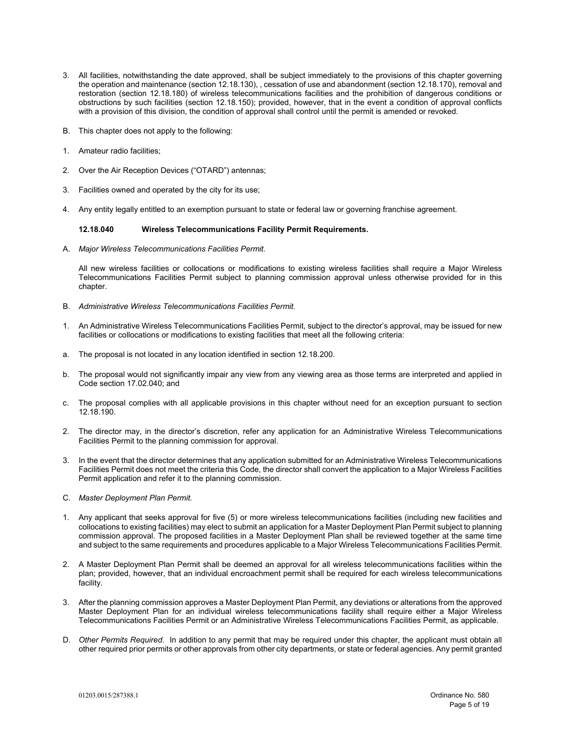3. All facilities, notwithstanding the date approved, shall be subject immediately to the provisions of this chapter governing the operation and maintenance (section 12.18.130), , cessation of use and abandonment (section 12.18.170), removal and restoration (section 12.18.180) of wireless telecommunications facilities and the prohibition of dangerous conditions or obstructions by such facilities (section 12.18.150); provided, however, that in the event a condition of approval conflicts with a provision of this division, the condition of approval shall control until the permit is amended or revoked.

B. This chapter does not apply to the following:

1. Amateur radio facilities;

2. Over the Air Reception Devices ("OTARD") antennas;

3. Facilities owned and operated by the city for its use;

4. Any entity legally entitled to an exemption pursuant to state or federal law or governing franchise agreement.

**12.18.040 Wireless Telecommunications Facility Permit Requirements.**

A. *Major Wireless Telecommunications Facilities Permit.*

All new wireless facilities or collocations or modifications to existing wireless facilities shall require a Major Wireless Telecommunications Facilities Permit subject to planning commission approval unless otherwise provided for in this chapter.

B. *Administrative Wireless Telecommunications Facilities Permit.*

1. An Administrative Wireless Telecommunications Facilities Permit, subject to the director's approval, may be issued for new facilities or collocations or modifications to existing facilities that meet all the following criteria:

a. The proposal is not located in any location identified in section 12.18.200.

b. The proposal would not significantly impair any view from any viewing area as those terms are interpreted and applied in Code section 17.02.040; and

c. The proposal complies with all applicable provisions in this chapter without need for an exception pursuant to section 12.18.190.

2. The director may, in the director's discretion, refer any application for an Administrative Wireless Telecommunications Facilities Permit to the planning commission for approval.

3. In the event that the director determines that any application submitted for an Administrative Wireless Telecommunications Facilities Permit does not meet the criteria this Code, the director shall convert the application to a Major Wireless Facilities Permit application and refer it to the planning commission.

C. *Master Deployment Plan Permit.*

1. Any applicant that seeks approval for five (5) or more wireless telecommunications facilities (including new facilities and collocations to existing facilities) may elect to submit an application for a Master Deployment Plan Permit subject to planning commission approval. The proposed facilities in a Master Deployment Plan shall be reviewed together at the same time and subject to the same requirements and procedures applicable to a Major Wireless Telecommunications Facilities Permit.

2. A Master Deployment Plan Permit shall be deemed an approval for all wireless telecommunications facilities within the plan; provided, however, that an individual encroachment permit shall be required for each wireless telecommunications facility.

3. After the planning commission approves a Master Deployment Plan Permit, any deviations or alterations from the approved Master Deployment Plan for an individual wireless telecommunications facility shall require either a Major Wireless Telecommunications Facilities Permit or an Administrative Wireless Telecommunications Facilities Permit, as applicable.

D. *Other Permits Required*. In addition to any permit that may be required under this chapter, the applicant must obtain all other required prior permits or other approvals from other city departments, or state or federal agencies. Any permit granted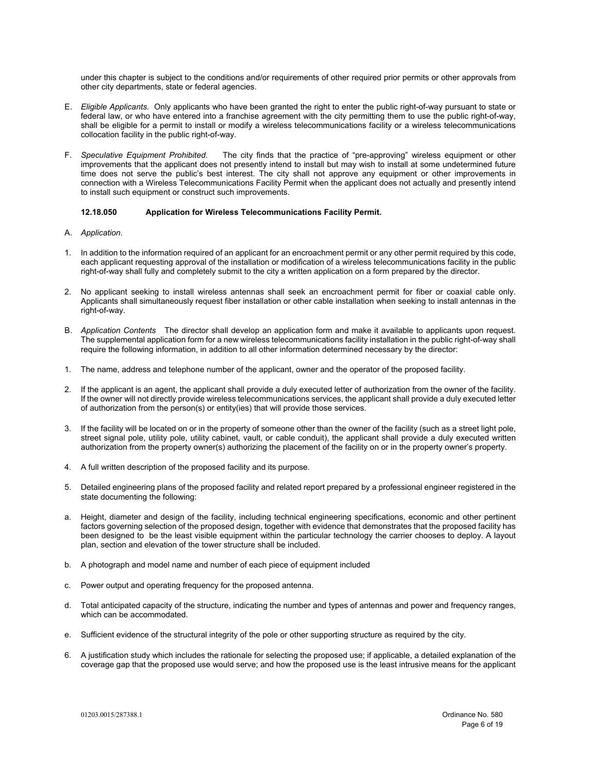under this chapter is subject to the conditions and/or requirements of other required prior permits or other approvals from other city departments, state or federal agencies.

E. *Eligible Applicants.* Only applicants who have been granted the right to enter the public right-of-way pursuant to state or federal law, or who have entered into a franchise agreement with the city permitting them to use the public right-of-way, shall be eligible for a permit to install or modify a wireless telecommunications facility or a wireless telecommunications collocation facility in the public right-of-way.

F. *Speculative Equipment Prohibited.* The city finds that the practice of "pre-approving" wireless equipment or other improvements that the applicant does not presently intend to install but may wish to install at some undetermined future time does not serve the public's best interest. The city shall not approve any equipment or other improvements in connection with a Wireless Telecommunications Facility Permit when the applicant does not actually and presently intend to install such equipment or construct such improvements.

### 12.18.050 Application for Wireless Telecommunications Facility Permit.

A. *Application.*

1. In addition to the information required of an applicant for an encroachment permit or any other permit required by this code, each applicant requesting approval of the installation or modification of a wireless telecommunications facility in the public right-of-way shall fully and completely submit to the city a written application on a form prepared by the director.

2. No applicant seeking to install wireless antennas shall seek an encroachment permit for fiber or coaxial cable only. Applicants shall simultaneously request fiber installation or other cable installation when seeking to install antennas in the right-of-way.

B. *Application Contents* The director shall develop an application form and make it available to applicants upon request. The supplemental application form for a new wireless telecommunications facility installation in the public right-of-way shall require the following information, in addition to all other information determined necessary by the director:

1. The name, address and telephone number of the applicant, owner and the operator of the proposed facility.

2. If the applicant is an agent, the applicant shall provide a duly executed letter of authorization from the owner of the facility. If the owner will not directly provide wireless telecommunications services, the applicant shall provide a duly executed letter of authorization from the person(s) or entity(ies) that will provide those services.

3. If the facility will be located on or in the property of someone other than the owner of the facility (such as a street light pole, street signal pole, utility pole, utility cabinet, vault, or cable conduit), the applicant shall provide a duly executed written authorization from the property owner(s) authorizing the placement of the facility on or in the property owner's property.

4. A full written description of the proposed facility and its purpose.

5. Detailed engineering plans of the proposed facility and related report prepared by a professional engineer registered in the state documenting the following:

a. Height, diameter and design of the facility, including technical engineering specifications, economic and other pertinent factors governing selection of the proposed design, together with evidence that demonstrates that the proposed facility has been designed to be the least visible equipment within the particular technology the carrier chooses to deploy. A layout plan, section and elevation of the tower structure shall be included.

b. A photograph and model name and number of each piece of equipment included

c. Power output and operating frequency for the proposed antenna.

d. Total anticipated capacity of the structure, indicating the number and types of antennas and power and frequency ranges, which can be accommodated.

e. Sufficient evidence of the structural integrity of the pole or other supporting structure as required by the city.

6. A justification study which includes the rationale for selecting the proposed use; if applicable, a detailed explanation of the coverage gap that the proposed use would serve; and how the proposed use is the least intrusive means for the applicant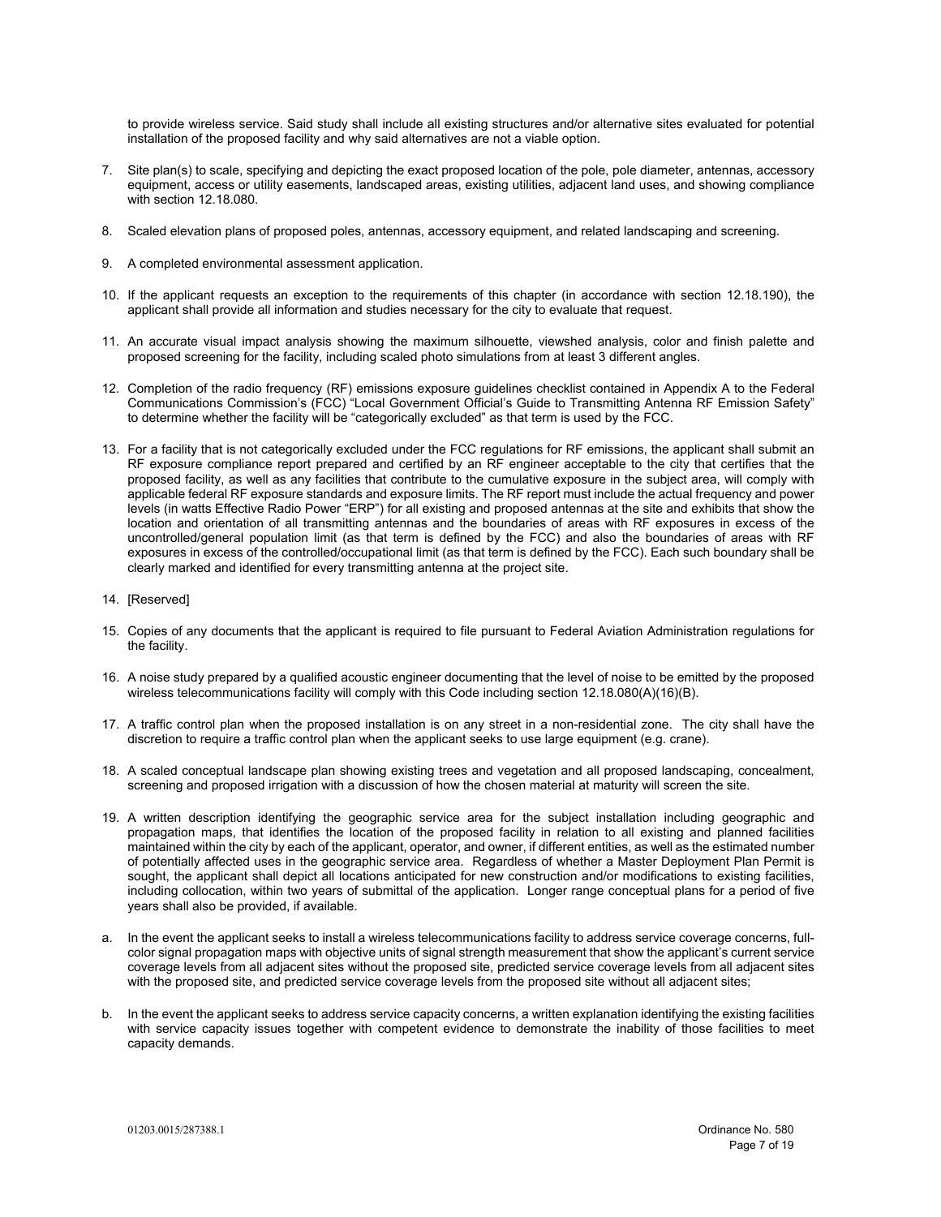to provide wireless service. Said study shall include all existing structures and/or alternative sites evaluated for potential installation of the proposed facility and why said alternatives are not a viable option.

7. Site plan(s) to scale, specifying and depicting the exact proposed location of the pole, pole diameter, antennas, accessory equipment, access or utility easements, landscaped areas, existing utilities, adjacent land uses, and showing compliance with section 12.18.080.

8. Scaled elevation plans of proposed poles, antennas, accessory equipment, and related landscaping and screening.

9. A completed environmental assessment application.

10. If the applicant requests an exception to the requirements of this chapter (in accordance with section 12.18.190), the applicant shall provide all information and studies necessary for the city to evaluate that request.

11. An accurate visual impact analysis showing the maximum silhouette, viewshed analysis, color and finish palette and proposed screening for the facility, including scaled photo simulations from at least 3 different angles.

12. Completion of the radio frequency (RF) emissions exposure guidelines checklist contained in Appendix A to the Federal Communications Commission's (FCC) "Local Government Official's Guide to Transmitting Antenna RF Emission Safety" to determine whether the facility will be "categorically excluded" as that term is used by the FCC.

13. For a facility that is not categorically excluded under the FCC regulations for RF emissions, the applicant shall submit an RF exposure compliance report prepared and certified by an RF engineer acceptable to the city that certifies that the proposed facility, as well as any facilities that contribute to the cumulative exposure in the subject area, will comply with applicable federal RF exposure standards and exposure limits. The RF report must include the actual frequency and power levels (in watts Effective Radio Power "ERP") for all existing and proposed antennas at the site and exhibits that show the location and orientation of all transmitting antennas and the boundaries of areas with RF exposures in excess of the uncontrolled/general population limit (as that term is defined by the FCC) and also the boundaries of areas with RF exposures in excess of the controlled/occupational limit (as that term is defined by the FCC). Each such boundary shall be clearly marked and identified for every transmitting antenna at the project site.

14. [Reserved]

15. Copies of any documents that the applicant is required to file pursuant to Federal Aviation Administration regulations for the facility.

16. A noise study prepared by a qualified acoustic engineer documenting that the level of noise to be emitted by the proposed wireless telecommunications facility will comply with this Code including section 12.18.080(A)(16)(B).

17. A traffic control plan when the proposed installation is on any street in a non-residential zone. The city shall have the discretion to require a traffic control plan when the applicant seeks to use large equipment (e.g. crane).

18. A scaled conceptual landscape plan showing existing trees and vegetation and all proposed landscaping, concealment, screening and proposed irrigation with a discussion of how the chosen material at maturity will screen the site.

19. A written description identifying the geographic service area for the subject installation including geographic and propagation maps, that identifies the location of the proposed facility in relation to all existing and planned facilities maintained within the city by each of the applicant, operator, and owner, if different entities, as well as the estimated number of potentially affected uses in the geographic service area. Regardless of whether a Master Deployment Plan Permit is sought, the applicant shall depict all locations anticipated for new construction and/or modifications to existing facilities, including collocation, within two years of submittal of the application. Longer range conceptual plans for a period of five years shall also be provided, if available.

a. In the event the applicant seeks to install a wireless telecommunications facility to address service coverage concerns, full-color signal propagation maps with objective units of signal strength measurement that show the applicant's current service coverage levels from all adjacent sites without the proposed site, predicted service coverage levels from all adjacent sites with the proposed site, and predicted service coverage levels from the proposed site without all adjacent sites;

b. In the event the applicant seeks to address service capacity concerns, a written explanation identifying the existing facilities with service capacity issues together with competent evidence to demonstrate the inability of those facilities to meet capacity demands.

01203.0015/287388.1 Ordinance No. 580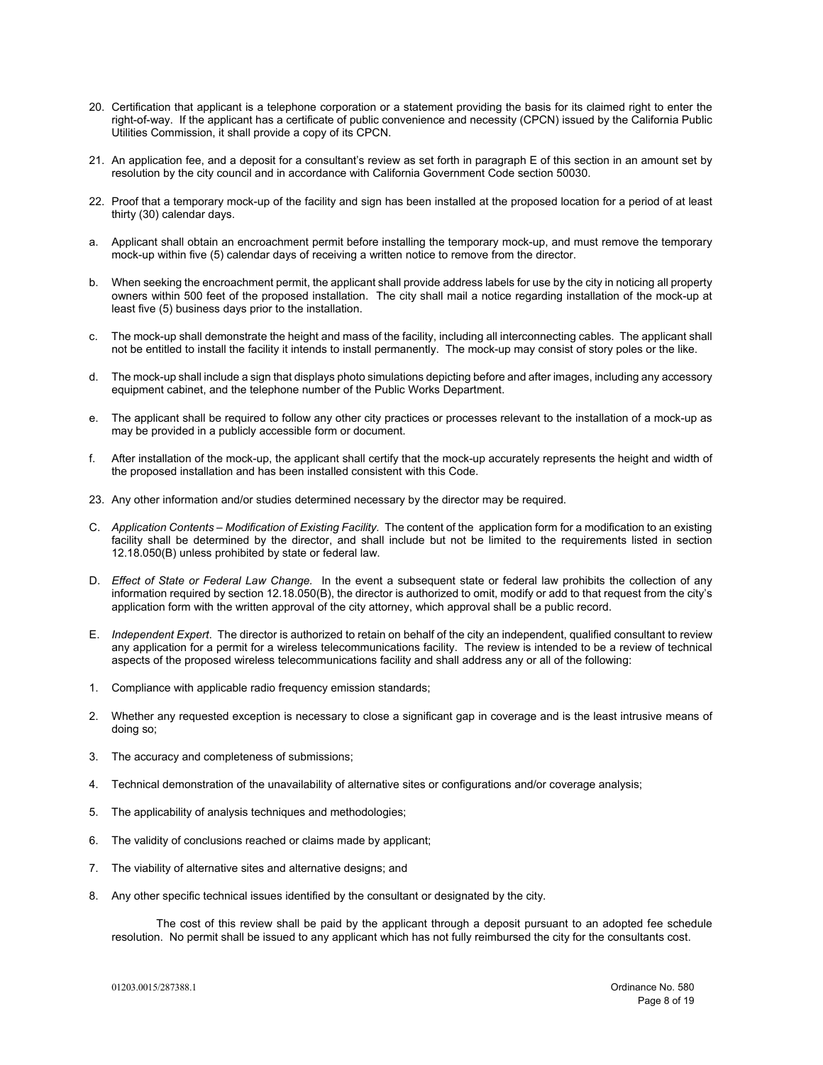20. Certification that applicant is a telephone corporation or a statement providing the basis for its claimed right to enter the right-of-way. If the applicant has a certificate of public convenience and necessity (CPCN) issued by the California Public Utilities Commission, it shall provide a copy of its CPCN.

21. An application fee, and a deposit for a consultant's review as set forth in paragraph E of this section in an amount set by resolution by the city council and in accordance with California Government Code section 50030.

22. Proof that a temporary mock-up of the facility and sign has been installed at the proposed location for a period of at least thirty (30) calendar days.

a. Applicant shall obtain an encroachment permit before installing the temporary mock-up, and must remove the temporary mock-up within five (5) calendar days of receiving a written notice to remove from the director.

b. When seeking the encroachment permit, the applicant shall provide address labels for use by the city in noticing all property owners within 500 feet of the proposed installation. The city shall mail a notice regarding installation of the mock-up at least five (5) business days prior to the installation.

c. The mock-up shall demonstrate the height and mass of the facility, including all interconnecting cables. The applicant shall not be entitled to install the facility it intends to install permanently. The mock-up may consist of story poles or the like.

d. The mock-up shall include a sign that displays photo simulations depicting before and after images, including any accessory equipment cabinet, and the telephone number of the Public Works Department.

e. The applicant shall be required to follow any other city practices or processes relevant to the installation of a mock-up as may be provided in a publicly accessible form or document.

f. After installation of the mock-up, the applicant shall certify that the mock-up accurately represents the height and width of the proposed installation and has been installed consistent with this Code.

23. Any other information and/or studies determined necessary by the director may be required.

C. *Application Contents – Modification of Existing Facility.* The content of the application form for a modification to an existing facility shall be determined by the director, and shall include but not be limited to the requirements listed in section 12.18.050(B) unless prohibited by state or federal law.

D. *Effect of State or Federal Law Change.* In the event a subsequent state or federal law prohibits the collection of any information required by section 12.18.050(B), the director is authorized to omit, modify or add to that request from the city's application form with the written approval of the city attorney, which approval shall be a public record.

E. *Independent Expert*. The director is authorized to retain on behalf of the city an independent, qualified consultant to review any application for a permit for a wireless telecommunications facility. The review is intended to be a review of technical aspects of the proposed wireless telecommunications facility and shall address any or all of the following:

1. Compliance with applicable radio frequency emission standards;

2. Whether any requested exception is necessary to close a significant gap in coverage and is the least intrusive means of doing so;

3. The accuracy and completeness of submissions;

4. Technical demonstration of the unavailability of alternative sites or configurations and/or coverage analysis;

5. The applicability of analysis techniques and methodologies;

6. The validity of conclusions reached or claims made by applicant;

7. The viability of alternative sites and alternative designs; and

8. Any other specific technical issues identified by the consultant or designated by the city.

The cost of this review shall be paid by the applicant through a deposit pursuant to an adopted fee schedule resolution. No permit shall be issued to any applicant which has not fully reimbursed the city for the consultants cost.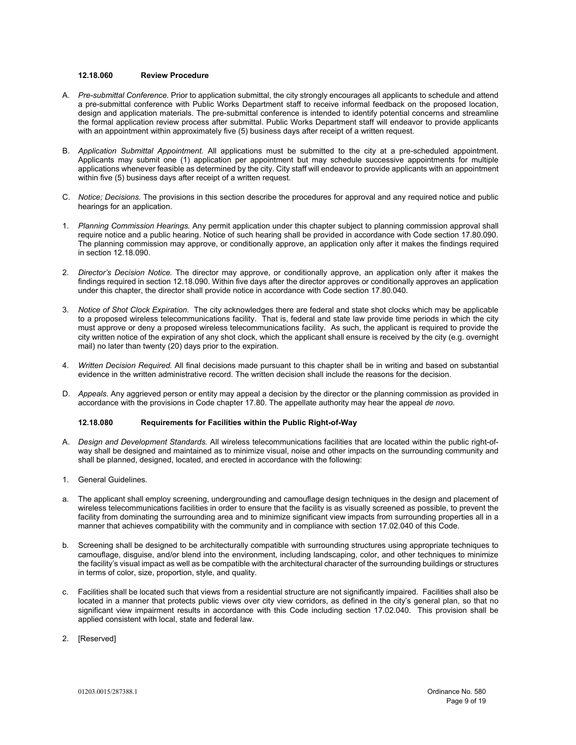**12.18.060 Review Procedure**

A. *Pre-submittal Conference.* Prior to application submittal, the city strongly encourages all applicants to schedule and attend a pre-submittal conference with Public Works Department staff to receive informal feedback on the proposed location, design and application materials. The pre-submittal conference is intended to identify potential concerns and streamline the formal application review process after submittal. Public Works Department staff will endeavor to provide applicants with an appointment within approximately five (5) business days after receipt of a written request.

B. *Application Submittal Appointment.* All applications must be submitted to the city at a pre-scheduled appointment. Applicants may submit one (1) application per appointment but may schedule successive appointments for multiple applications whenever feasible as determined by the city. City staff will endeavor to provide applicants with an appointment within five (5) business days after receipt of a written request.

C. *Notice; Decisions.* The provisions in this section describe the procedures for approval and any required notice and public hearings for an application.

1. *Planning Commission Hearings.* Any permit application under this chapter subject to planning commission approval shall require notice and a public hearing. Notice of such hearing shall be provided in accordance with Code section 17.80.090. The planning commission may approve, or conditionally approve, an application only after it makes the findings required in section 12.18.090.

2. *Director's Decision Notice.* The director may approve, or conditionally approve, an application only after it makes the findings required in section 12.18.090. Within five days after the director approves or conditionally approves an application under this chapter, the director shall provide notice in accordance with Code section 17.80.040.

3. *Notice of Shot Clock Expiration.* The city acknowledges there are federal and state shot clocks which may be applicable to a proposed wireless telecommunications facility. That is, federal and state law provide time periods in which the city must approve or deny a proposed wireless telecommunications facility. As such, the applicant is required to provide the city written notice of the expiration of any shot clock, which the applicant shall ensure is received by the city (e.g. overnight mail) no later than twenty (20) days prior to the expiration.

4. *Written Decision Required.* All final decisions made pursuant to this chapter shall be in writing and based on substantial evidence in the written administrative record. The written decision shall include the reasons for the decision.

D. *Appeals.* Any aggrieved person or entity may appeal a decision by the director or the planning commission as provided in accordance with the provisions in Code chapter 17.80. The appellate authority may hear the appeal *de novo*.

**12.18.080 Requirements for Facilities within the Public Right-of-Way**

A. *Design and Development Standards.* All wireless telecommunications facilities that are located within the public right-of-way shall be designed and maintained as to minimize visual, noise and other impacts on the surrounding community and shall be planned, designed, located, and erected in accordance with the following:

1. General Guidelines.

a. The applicant shall employ screening, undergrounding and camouflage design techniques in the design and placement of wireless telecommunications facilities in order to ensure that the facility is as visually screened as possible, to prevent the facility from dominating the surrounding area and to minimize significant view impacts from surrounding properties all in a manner that achieves compatibility with the community and in compliance with section 17.02.040 of this Code.

b. Screening shall be designed to be architecturally compatible with surrounding structures using appropriate techniques to camouflage, disguise, and/or blend into the environment, including landscaping, color, and other techniques to minimize the facility's visual impact as well as be compatible with the architectural character of the surrounding buildings or structures in terms of color, size, proportion, style, and quality.

c. Facilities shall be located such that views from a residential structure are not significantly impaired. Facilities shall also be located in a manner that protects public views over city view corridors, as defined in the city's general plan, so that no significant view impairment results in accordance with this Code including section 17.02.040. This provision shall be applied consistent with local, state and federal law.

2. [Reserved]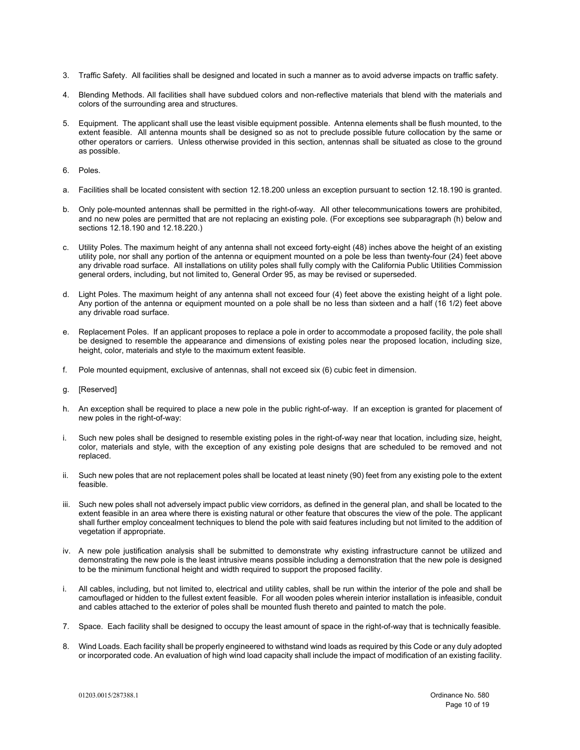3. Traffic Safety. All facilities shall be designed and located in such a manner as to avoid adverse impacts on traffic safety.

4. Blending Methods. All facilities shall have subdued colors and non-reflective materials that blend with the materials and colors of the surrounding area and structures.

5. Equipment. The applicant shall use the least visible equipment possible. Antenna elements shall be flush mounted, to the extent feasible. All antenna mounts shall be designed so as not to preclude possible future collocation by the same or other operators or carriers. Unless otherwise provided in this section, antennas shall be situated as close to the ground as possible.

6. Poles.

a. Facilities shall be located consistent with section 12.18.200 unless an exception pursuant to section 12.18.190 is granted.

b. Only pole-mounted antennas shall be permitted in the right-of-way. All other telecommunications towers are prohibited, and no new poles are permitted that are not replacing an existing pole. (For exceptions see subparagraph (h) below and sections 12.18.190 and 12.18.220.)

c. Utility Poles. The maximum height of any antenna shall not exceed forty-eight (48) inches above the height of an existing utility pole, nor shall any portion of the antenna or equipment mounted on a pole be less than twenty-four (24) feet above any drivable road surface. All installations on utility poles shall fully comply with the California Public Utilities Commission general orders, including, but not limited to, General Order 95, as may be revised or superseded.

d. Light Poles. The maximum height of any antenna shall not exceed four (4) feet above the existing height of a light pole. Any portion of the antenna or equipment mounted on a pole shall be no less than sixteen and a half (16 1/2) feet above any drivable road surface.

e. Replacement Poles. If an applicant proposes to replace a pole in order to accommodate a proposed facility, the pole shall be designed to resemble the appearance and dimensions of existing poles near the proposed location, including size, height, color, materials and style to the maximum extent feasible.

f. Pole mounted equipment, exclusive of antennas, shall not exceed six (6) cubic feet in dimension.

g. [Reserved]

h. An exception shall be required to place a new pole in the public right-of-way. If an exception is granted for placement of new poles in the right-of-way:

i. Such new poles shall be designed to resemble existing poles in the right-of-way near that location, including size, height, color, materials and style, with the exception of any existing pole designs that are scheduled to be removed and not replaced.

ii. Such new poles that are not replacement poles shall be located at least ninety (90) feet from any existing pole to the extent feasible.

iii. Such new poles shall not adversely impact public view corridors, as defined in the general plan, and shall be located to the extent feasible in an area where there is existing natural or other feature that obscures the view of the pole. The applicant shall further employ concealment techniques to blend the pole with said features including but not limited to the addition of vegetation if appropriate.

iv. A new pole justification analysis shall be submitted to demonstrate why existing infrastructure cannot be utilized and demonstrating the new pole is the least intrusive means possible including a demonstration that the new pole is designed to be the minimum functional height and width required to support the proposed facility.

i. All cables, including, but not limited to, electrical and utility cables, shall be run within the interior of the pole and shall be camouflaged or hidden to the fullest extent feasible. For all wooden poles wherein interior installation is infeasible, conduit and cables attached to the exterior of poles shall be mounted flush thereto and painted to match the pole.

7. Space. Each facility shall be designed to occupy the least amount of space in the right-of-way that is technically feasible.

8. Wind Loads. Each facility shall be properly engineered to withstand wind loads as required by this Code or any duly adopted or incorporated code. An evaluation of high wind load capacity shall include the impact of modification of an existing facility.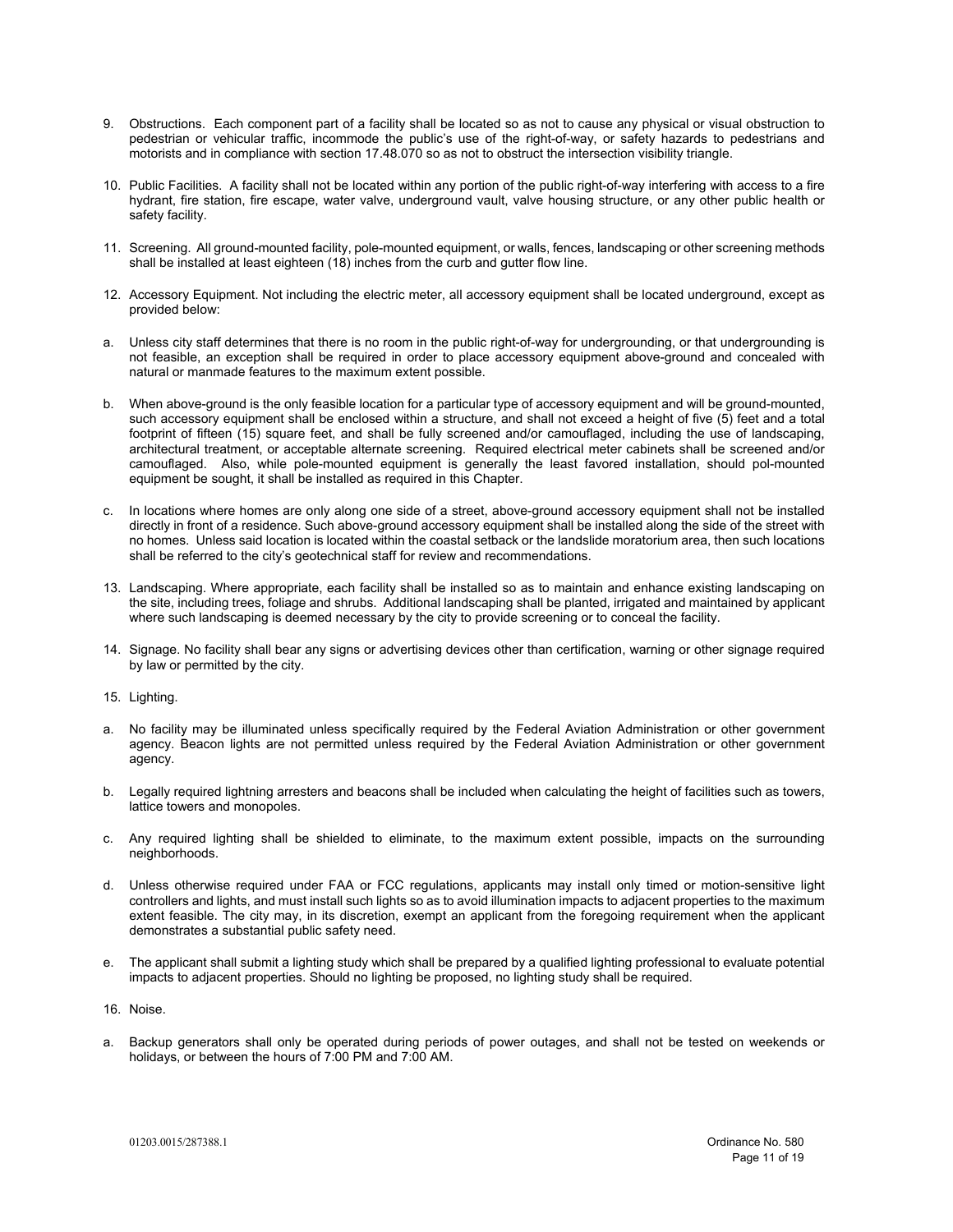9. Obstructions. Each component part of a facility shall be located so as not to cause any physical or visual obstruction to pedestrian or vehicular traffic, incommode the public's use of the right-of-way, or safety hazards to pedestrians and motorists and in compliance with section 17.48.070 so as not to obstruct the intersection visibility triangle.

10. Public Facilities. A facility shall not be located within any portion of the public right-of-way interfering with access to a fire hydrant, fire station, fire escape, water valve, underground vault, valve housing structure, or any other public health or safety facility.

11. Screening. All ground-mounted facility, pole-mounted equipment, or walls, fences, landscaping or other screening methods shall be installed at least eighteen (18) inches from the curb and gutter flow line.

12. Accessory Equipment. Not including the electric meter, all accessory equipment shall be located underground, except as provided below:

a. Unless city staff determines that there is no room in the public right-of-way for undergrounding, or that undergrounding is not feasible, an exception shall be required in order to place accessory equipment above-ground and concealed with natural or manmade features to the maximum extent possible.

b. When above-ground is the only feasible location for a particular type of accessory equipment and will be ground-mounted, such accessory equipment shall be enclosed within a structure, and shall not exceed a height of five (5) feet and a total footprint of fifteen (15) square feet, and shall be fully screened and/or camouflaged, including the use of landscaping, architectural treatment, or acceptable alternate screening. Required electrical meter cabinets shall be screened and/or camouflaged. Also, while pole-mounted equipment is generally the least favored installation, should pol-mounted equipment be sought, it shall be installed as required in this Chapter.

c. In locations where homes are only along one side of a street, above-ground accessory equipment shall not be installed directly in front of a residence. Such above-ground accessory equipment shall be installed along the side of the street with no homes. Unless said location is located within the coastal setback or the landslide moratorium area, then such locations shall be referred to the city's geotechnical staff for review and recommendations.

13. Landscaping. Where appropriate, each facility shall be installed so as to maintain and enhance existing landscaping on the site, including trees, foliage and shrubs. Additional landscaping shall be planted, irrigated and maintained by applicant where such landscaping is deemed necessary by the city to provide screening or to conceal the facility.

14. Signage. No facility shall bear any signs or advertising devices other than certification, warning or other signage required by law or permitted by the city.

15. Lighting.

a. No facility may be illuminated unless specifically required by the Federal Aviation Administration or other government agency. Beacon lights are not permitted unless required by the Federal Aviation Administration or other government agency.

b. Legally required lightning arresters and beacons shall be included when calculating the height of facilities such as towers, lattice towers and monopoles.

c. Any required lighting shall be shielded to eliminate, to the maximum extent possible, impacts on the surrounding neighborhoods.

d. Unless otherwise required under FAA or FCC regulations, applicants may install only timed or motion-sensitive light controllers and lights, and must install such lights so as to avoid illumination impacts to adjacent properties to the maximum extent feasible. The city may, in its discretion, exempt an applicant from the foregoing requirement when the applicant demonstrates a substantial public safety need.

e. The applicant shall submit a lighting study which shall be prepared by a qualified lighting professional to evaluate potential impacts to adjacent properties. Should no lighting be proposed, no lighting study shall be required.

16. Noise.

a. Backup generators shall only be operated during periods of power outages, and shall not be tested on weekends or holidays, or between the hours of 7:00 PM and 7:00 AM.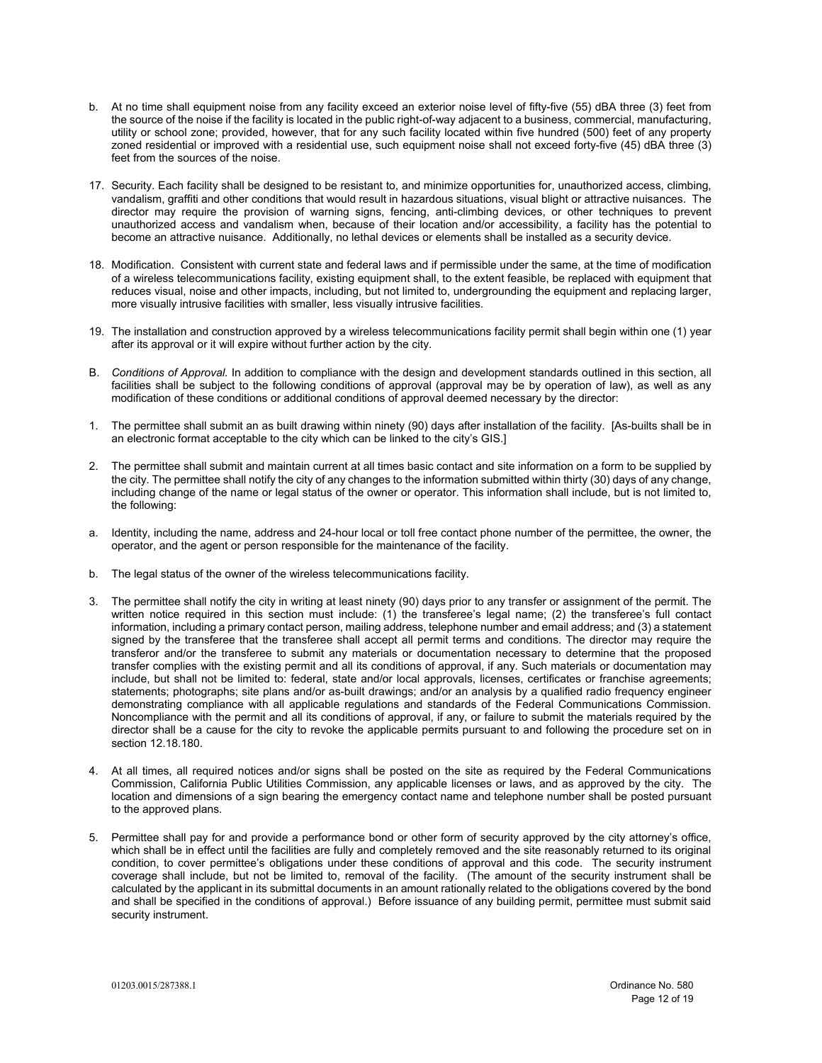b. At no time shall equipment noise from any facility exceed an exterior noise level of fifty-five (55) dBA three (3) feet from the source of the noise if the facility is located in the public right-of-way adjacent to a business, commercial, manufacturing, utility or school zone; provided, however, that for any such facility located within five hundred (500) feet of any property zoned residential or improved with a residential use, such equipment noise shall not exceed forty-five (45) dBA three (3) feet from the sources of the noise.

17. Security. Each facility shall be designed to be resistant to, and minimize opportunities for, unauthorized access, climbing, vandalism, graffiti and other conditions that would result in hazardous situations, visual blight or attractive nuisances. The director may require the provision of warning signs, fencing, anti-climbing devices, or other techniques to prevent unauthorized access and vandalism when, because of their location and/or accessibility, a facility has the potential to become an attractive nuisance. Additionally, no lethal devices or elements shall be installed as a security device.

18. Modification. Consistent with current state and federal laws and if permissible under the same, at the time of modification of a wireless telecommunications facility, existing equipment shall, to the extent feasible, be replaced with equipment that reduces visual, noise and other impacts, including, but not limited to, undergrounding the equipment and replacing larger, more visually intrusive facilities with smaller, less visually intrusive facilities.

19. The installation and construction approved by a wireless telecommunications facility permit shall begin within one (1) year after its approval or it will expire without further action by the city.

B. *Conditions of Approval.* In addition to compliance with the design and development standards outlined in this section, all facilities shall be subject to the following conditions of approval (approval may be by operation of law), as well as any modification of these conditions or additional conditions of approval deemed necessary by the director:

1. The permittee shall submit an as built drawing within ninety (90) days after installation of the facility. [As-builts shall be in an electronic format acceptable to the city which can be linked to the city's GIS.]

2. The permittee shall submit and maintain current at all times basic contact and site information on a form to be supplied by the city. The permittee shall notify the city of any changes to the information submitted within thirty (30) days of any change, including change of the name or legal status of the owner or operator. This information shall include, but is not limited to, the following:

a. Identity, including the name, address and 24-hour local or toll free contact phone number of the permittee, the owner, the operator, and the agent or person responsible for the maintenance of the facility.

b. The legal status of the owner of the wireless telecommunications facility.

3. The permittee shall notify the city in writing at least ninety (90) days prior to any transfer or assignment of the permit. The written notice required in this section must include: (1) the transferee's legal name; (2) the transferee's full contact information, including a primary contact person, mailing address, telephone number and email address; and (3) a statement signed by the transferee that the transferee shall accept all permit terms and conditions. The director may require the transferor and/or the transferee to submit any materials or documentation necessary to determine that the proposed transfer complies with the existing permit and all its conditions of approval, if any. Such materials or documentation may include, but shall not be limited to: federal, state and/or local approvals, licenses, certificates or franchise agreements; statements; photographs; site plans and/or as-built drawings; and/or an analysis by a qualified radio frequency engineer demonstrating compliance with all applicable regulations and standards of the Federal Communications Commission. Noncompliance with the permit and all its conditions of approval, if any, or failure to submit the materials required by the director shall be a cause for the city to revoke the applicable permits pursuant to and following the procedure set on in section 12.18.180.

4. At all times, all required notices and/or signs shall be posted on the site as required by the Federal Communications Commission, California Public Utilities Commission, any applicable licenses or laws, and as approved by the city. The location and dimensions of a sign bearing the emergency contact name and telephone number shall be posted pursuant to the approved plans.

5. Permittee shall pay for and provide a performance bond or other form of security approved by the city attorney's office, which shall be in effect until the facilities are fully and completely removed and the site reasonably returned to its original condition, to cover permittee's obligations under these conditions of approval and this code. The security instrument coverage shall include, but not be limited to, removal of the facility. (The amount of the security instrument shall be calculated by the applicant in its submittal documents in an amount rationally related to the obligations covered by the bond and shall be specified in the conditions of approval.) Before issuance of any building permit, permittee must submit said security instrument.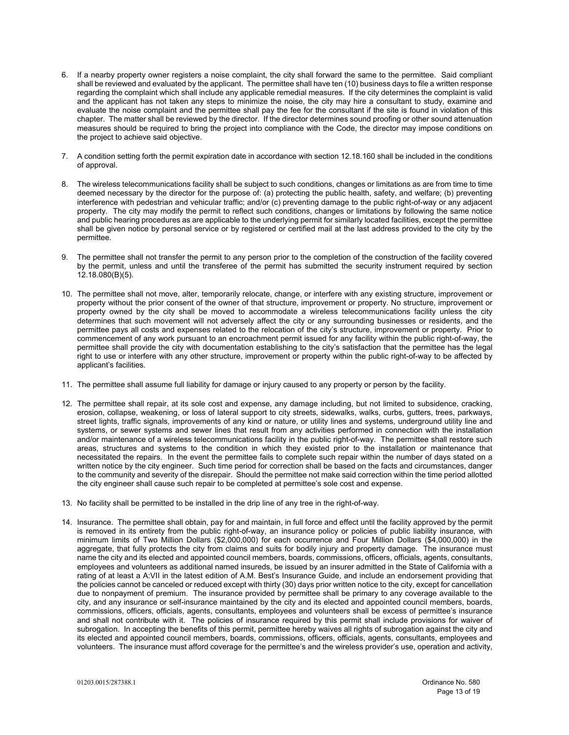6. If a nearby property owner registers a noise complaint, the city shall forward the same to the permittee. Said compliant shall be reviewed and evaluated by the applicant. The permittee shall have ten (10) business days to file a written response regarding the complaint which shall include any applicable remedial measures. If the city determines the complaint is valid and the applicant has not taken any steps to minimize the noise, the city may hire a consultant to study, examine and evaluate the noise complaint and the permittee shall pay the fee for the consultant if the site is found in violation of this chapter. The matter shall be reviewed by the director. If the director determines sound proofing or other sound attenuation measures should be required to bring the project into compliance with the Code, the director may impose conditions on the project to achieve said objective.

7. A condition setting forth the permit expiration date in accordance with section 12.18.160 shall be included in the conditions of approval.

8. The wireless telecommunications facility shall be subject to such conditions, changes or limitations as are from time to time deemed necessary by the director for the purpose of: (a) protecting the public health, safety, and welfare; (b) preventing interference with pedestrian and vehicular traffic; and/or (c) preventing damage to the public right-of-way or any adjacent property. The city may modify the permit to reflect such conditions, changes or limitations by following the same notice and public hearing procedures as are applicable to the underlying permit for similarly located facilities, except the permittee shall be given notice by personal service or by registered or certified mail at the last address provided to the city by the permittee.

9. The permittee shall not transfer the permit to any person prior to the completion of the construction of the facility covered by the permit, unless and until the transferee of the permit has submitted the security instrument required by section 12.18.080(B)(5).

10. The permittee shall not move, alter, temporarily relocate, change, or interfere with any existing structure, improvement or property without the prior consent of the owner of that structure, improvement or property. No structure, improvement or property owned by the city shall be moved to accommodate a wireless telecommunications facility unless the city determines that such movement will not adversely affect the city or any surrounding businesses or residents, and the permittee pays all costs and expenses related to the relocation of the city's structure, improvement or property. Prior to commencement of any work pursuant to an encroachment permit issued for any facility within the public right-of-way, the permittee shall provide the city with documentation establishing to the city's satisfaction that the permittee has the legal right to use or interfere with any other structure, improvement or property within the public right-of-way to be affected by applicant's facilities.

11. The permittee shall assume full liability for damage or injury caused to any property or person by the facility.

12. The permittee shall repair, at its sole cost and expense, any damage including, but not limited to subsidence, cracking, erosion, collapse, weakening, or loss of lateral support to city streets, sidewalks, walks, curbs, gutters, trees, parkways, street lights, traffic signals, improvements of any kind or nature, or utility lines and systems, underground utility line and systems, or sewer systems and sewer lines that result from any activities performed in connection with the installation and/or maintenance of a wireless telecommunications facility in the public right-of-way. The permittee shall restore such areas, structures and systems to the condition in which they existed prior to the installation or maintenance that necessitated the repairs. In the event the permittee fails to complete such repair within the number of days stated on a written notice by the city engineer. Such time period for correction shall be based on the facts and circumstances, danger to the community and severity of the disrepair. Should the permittee not make said correction within the time period allotted the city engineer shall cause such repair to be completed at permittee's sole cost and expense.

13. No facility shall be permitted to be installed in the drip line of any tree in the right-of-way.

14. Insurance. The permittee shall obtain, pay for and maintain, in full force and effect until the facility approved by the permit is removed in its entirety from the public right-of-way, an insurance policy or policies of public liability insurance, with minimum limits of Two Million Dollars ($2,000,000) for each occurrence and Four Million Dollars ($4,000,000) in the aggregate, that fully protects the city from claims and suits for bodily injury and property damage. The insurance must name the city and its elected and appointed council members, boards, commissions, officers, officials, agents, consultants, employees and volunteers as additional named insureds, be issued by an insurer admitted in the State of California with a rating of at least a A:VII in the latest edition of A.M. Best's Insurance Guide, and include an endorsement providing that the policies cannot be canceled or reduced except with thirty (30) days prior written notice to the city, except for cancellation due to nonpayment of premium. The insurance provided by permittee shall be primary to any coverage available to the city, and any insurance or self-insurance maintained by the city and its elected and appointed council members, boards, commissions, officers, officials, agents, consultants, employees and volunteers shall be excess of permittee's insurance and shall not contribute with it. The policies of insurance required by this permit shall include provisions for waiver of subrogation. In accepting the benefits of this permit, permittee hereby waives all rights of subrogation against the city and its elected and appointed council members, boards, commissions, officers, officials, agents, consultants, employees and volunteers. The insurance must afford coverage for the permittee's and the wireless provider's use, operation and activity,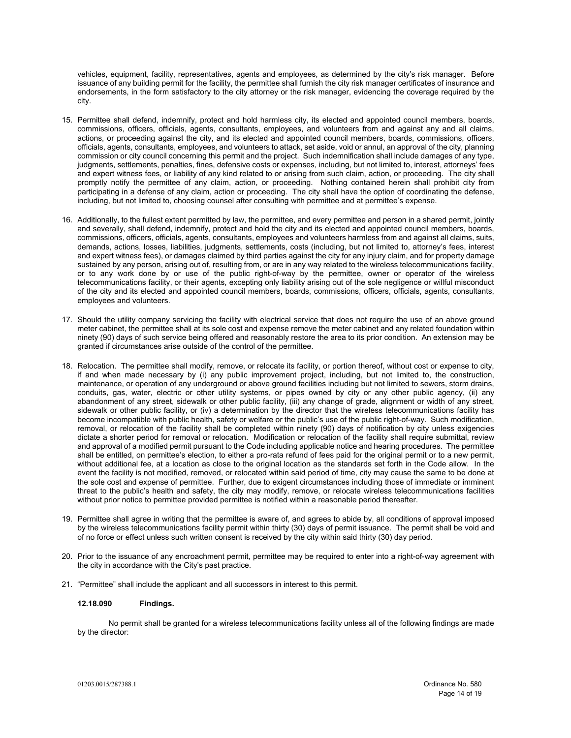vehicles, equipment, facility, representatives, agents and employees, as determined by the city's risk manager. Before issuance of any building permit for the facility, the permittee shall furnish the city risk manager certificates of insurance and endorsements, in the form satisfactory to the city attorney or the risk manager, evidencing the coverage required by the city.

15. Permittee shall defend, indemnify, protect and hold harmless city, its elected and appointed council members, boards, commissions, officers, officials, agents, consultants, employees, and volunteers from and against any and all claims, actions, or proceeding against the city, and its elected and appointed council members, boards, commissions, officers, officials, agents, consultants, employees, and volunteers to attack, set aside, void or annul, an approval of the city, planning commission or city council concerning this permit and the project. Such indemnification shall include damages of any type, judgments, settlements, penalties, fines, defensive costs or expenses, including, but not limited to, interest, attorneys' fees and expert witness fees, or liability of any kind related to or arising from such claim, action, or proceeding. The city shall promptly notify the permittee of any claim, action, or proceeding. Nothing contained herein shall prohibit city from participating in a defense of any claim, action or proceeding. The city shall have the option of coordinating the defense, including, but not limited to, choosing counsel after consulting with permittee and at permittee's expense.

16. Additionally, to the fullest extent permitted by law, the permittee, and every permittee and person in a shared permit, jointly and severally, shall defend, indemnify, protect and hold the city and its elected and appointed council members, boards, commissions, officers, officials, agents, consultants, employees and volunteers harmless from and against all claims, suits, demands, actions, losses, liabilities, judgments, settlements, costs (including, but not limited to, attorney's fees, interest and expert witness fees), or damages claimed by third parties against the city for any injury claim, and for property damage sustained by any person, arising out of, resulting from, or are in any way related to the wireless telecommunications facility, or to any work done by or use of the public right-of-way by the permittee, owner or operator of the wireless telecommunications facility, or their agents, excepting only liability arising out of the sole negligence or willful misconduct of the city and its elected and appointed council members, boards, commissions, officers, officials, agents, consultants, employees and volunteers.

17. Should the utility company servicing the facility with electrical service that does not require the use of an above ground meter cabinet, the permittee shall at its sole cost and expense remove the meter cabinet and any related foundation within ninety (90) days of such service being offered and reasonably restore the area to its prior condition. An extension may be granted if circumstances arise outside of the control of the permittee.

18. Relocation. The permittee shall modify, remove, or relocate its facility, or portion thereof, without cost or expense to city, if and when made necessary by (i) any public improvement project, including, but not limited to, the construction, maintenance, or operation of any underground or above ground facilities including but not limited to sewers, storm drains, conduits, gas, water, electric or other utility systems, or pipes owned by city or any other public agency, (ii) any abandonment of any street, sidewalk or other public facility, (iii) any change of grade, alignment or width of any street, sidewalk or other public facility, or (iv) a determination by the director that the wireless telecommunications facility has become incompatible with public health, safety or welfare or the public's use of the public right-of-way. Such modification, removal, or relocation of the facility shall be completed within ninety (90) days of notification by city unless exigencies dictate a shorter period for removal or relocation. Modification or relocation of the facility shall require submittal, review and approval of a modified permit pursuant to the Code including applicable notice and hearing procedures. The permittee shall be entitled, on permittee's election, to either a pro-rata refund of fees paid for the original permit or to a new permit, without additional fee, at a location as close to the original location as the standards set forth in the Code allow. In the event the facility is not modified, removed, or relocated within said period of time, city may cause the same to be done at the sole cost and expense of permittee. Further, due to exigent circumstances including those of immediate or imminent threat to the public's health and safety, the city may modify, remove, or relocate wireless telecommunications facilities without prior notice to permittee provided permittee is notified within a reasonable period thereafter.

19. Permittee shall agree in writing that the permittee is aware of, and agrees to abide by, all conditions of approval imposed by the wireless telecommunications facility permit within thirty (30) days of permit issuance. The permit shall be void and of no force or effect unless such written consent is received by the city within said thirty (30) day period.

20. Prior to the issuance of any encroachment permit, permittee may be required to enter into a right-of-way agreement with the city in accordance with the City's past practice.

21. "Permittee" shall include the applicant and all successors in interest to this permit.

**12.18.090 Findings.**

No permit shall be granted for a wireless telecommunications facility unless all of the following findings are made by the director: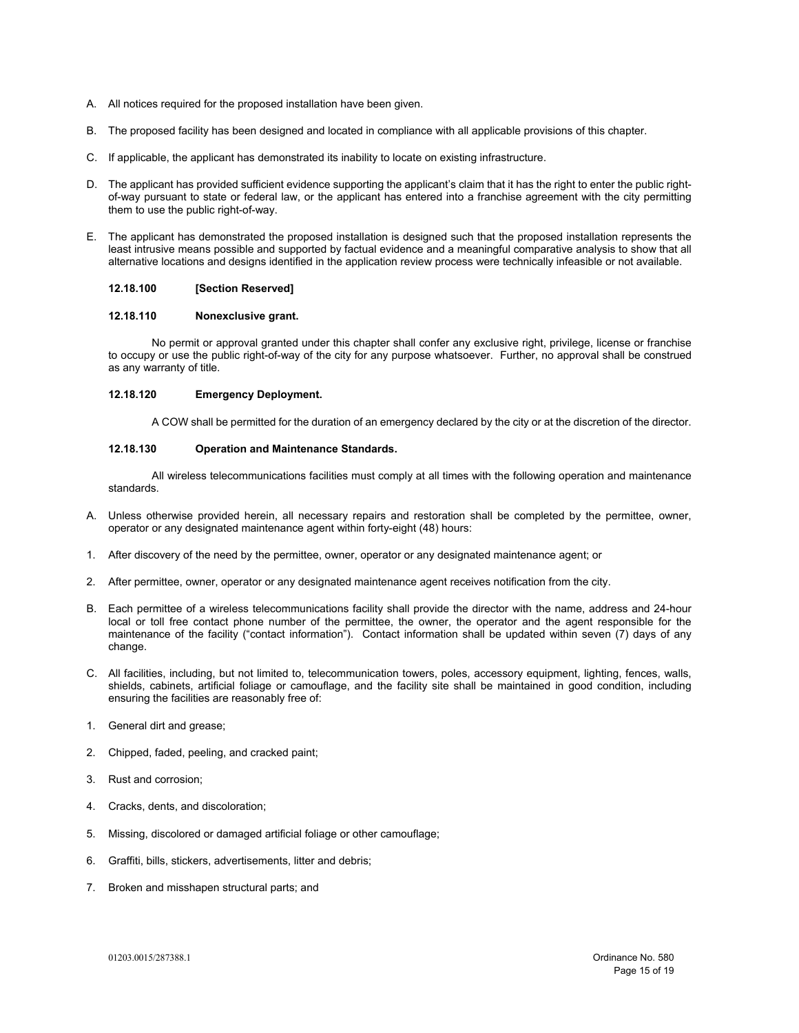A. All notices required for the proposed installation have been given.

B. The proposed facility has been designed and located in compliance with all applicable provisions of this chapter.

C. If applicable, the applicant has demonstrated its inability to locate on existing infrastructure.

D. The applicant has provided sufficient evidence supporting the applicant's claim that it has the right to enter the public right-of-way pursuant to state or federal law, or the applicant has entered into a franchise agreement with the city permitting them to use the public right-of-way.

E. The applicant has demonstrated the proposed installation is designed such that the proposed installation represents the least intrusive means possible and supported by factual evidence and a meaningful comparative analysis to show that all alternative locations and designs identified in the application review process were technically infeasible or not available.

**12.18.100 [Section Reserved]**

**12.18.110 Nonexclusive grant.**

No permit or approval granted under this chapter shall confer any exclusive right, privilege, license or franchise to occupy or use the public right-of-way of the city for any purpose whatsoever. Further, no approval shall be construed as any warranty of title.

**12.18.120 Emergency Deployment.**

A COW shall be permitted for the duration of an emergency declared by the city or at the discretion of the director.

**12.18.130 Operation and Maintenance Standards.**

All wireless telecommunications facilities must comply at all times with the following operation and maintenance standards.

A. Unless otherwise provided herein, all necessary repairs and restoration shall be completed by the permittee, owner, operator or any designated maintenance agent within forty-eight (48) hours:

1. After discovery of the need by the permittee, owner, operator or any designated maintenance agent; or

2. After permittee, owner, operator or any designated maintenance agent receives notification from the city.

B. Each permittee of a wireless telecommunications facility shall provide the director with the name, address and 24-hour local or toll free contact phone number of the permittee, the owner, the operator and the agent responsible for the maintenance of the facility ("contact information"). Contact information shall be updated within seven (7) days of any change.

C. All facilities, including, but not limited to, telecommunication towers, poles, accessory equipment, lighting, fences, walls, shields, cabinets, artificial foliage or camouflage, and the facility site shall be maintained in good condition, including ensuring the facilities are reasonably free of:

1. General dirt and grease;

2. Chipped, faded, peeling, and cracked paint;

3. Rust and corrosion;

4. Cracks, dents, and discoloration;

5. Missing, discolored or damaged artificial foliage or other camouflage;

6. Graffiti, bills, stickers, advertisements, litter and debris;

7. Broken and misshapen structural parts; and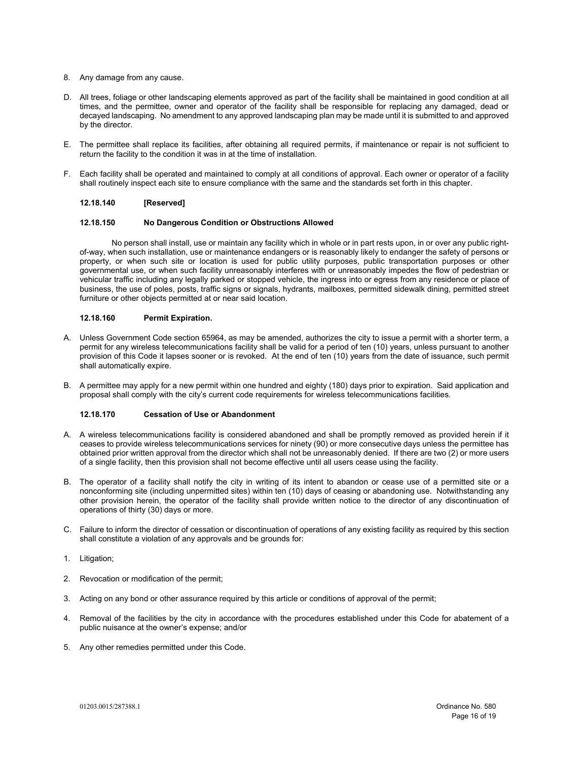8. Any damage from any cause.

D. All trees, foliage or other landscaping elements approved as part of the facility shall be maintained in good condition at all times, and the permittee, owner and operator of the facility shall be responsible for replacing any damaged, dead or decayed landscaping. No amendment to any approved landscaping plan may be made until it is submitted to and approved by the director.

E. The permittee shall replace its facilities, after obtaining all required permits, if maintenance or repair is not sufficient to return the facility to the condition it was in at the time of installation.

F. Each facility shall be operated and maintained to comply at all conditions of approval. Each owner or operator of a facility shall routinely inspect each site to ensure compliance with the same and the standards set forth in this chapter.

**12.18.140 [Reserved]**

**12.18.150 No Dangerous Condition or Obstructions Allowed**

No person shall install, use or maintain any facility which in whole or in part rests upon, in or over any public right-of-way, when such installation, use or maintenance endangers or is reasonably likely to endanger the safety of persons or property, or when such site or location is used for public utility purposes, public transportation purposes or other governmental use, or when such facility unreasonably interferes with or unreasonably impedes the flow of pedestrian or vehicular traffic including any legally parked or stopped vehicle, the ingress into or egress from any residence or place of business, the use of poles, posts, traffic signs or signals, hydrants, mailboxes, permitted sidewalk dining, permitted street furniture or other objects permitted at or near said location.

**12.18.160 Permit Expiration.**

A. Unless Government Code section 65964, as may be amended, authorizes the city to issue a permit with a shorter term, a permit for any wireless telecommunications facility shall be valid for a period of ten (10) years, unless pursuant to another provision of this Code it lapses sooner or is revoked. At the end of ten (10) years from the date of issuance, such permit shall automatically expire.

B. A permittee may apply for a new permit within one hundred and eighty (180) days prior to expiration. Said application and proposal shall comply with the city's current code requirements for wireless telecommunications facilities.

**12.18.170 Cessation of Use or Abandonment**

A. A wireless telecommunications facility is considered abandoned and shall be promptly removed as provided herein if it ceases to provide wireless telecommunications services for ninety (90) or more consecutive days unless the permittee has obtained prior written approval from the director which shall not be unreasonably denied. If there are two (2) or more users of a single facility, then this provision shall not become effective until all users cease using the facility.

B. The operator of a facility shall notify the city in writing of its intent to abandon or cease use of a permitted site or a nonconforming site (including unpermitted sites) within ten (10) days of ceasing or abandoning use. Notwithstanding any other provision herein, the operator of the facility shall provide written notice to the director of any discontinuation of operations of thirty (30) days or more.

C. Failure to inform the director of cessation or discontinuation of operations of any existing facility as required by this section shall constitute a violation of any approvals and be grounds for:

1. Litigation;

2. Revocation or modification of the permit;

3. Acting on any bond or other assurance required by this article or conditions of approval of the permit;

4. Removal of the facilities by the city in accordance with the procedures established under this Code for abatement of a public nuisance at the owner's expense; and/or

5. Any other remedies permitted under this Code.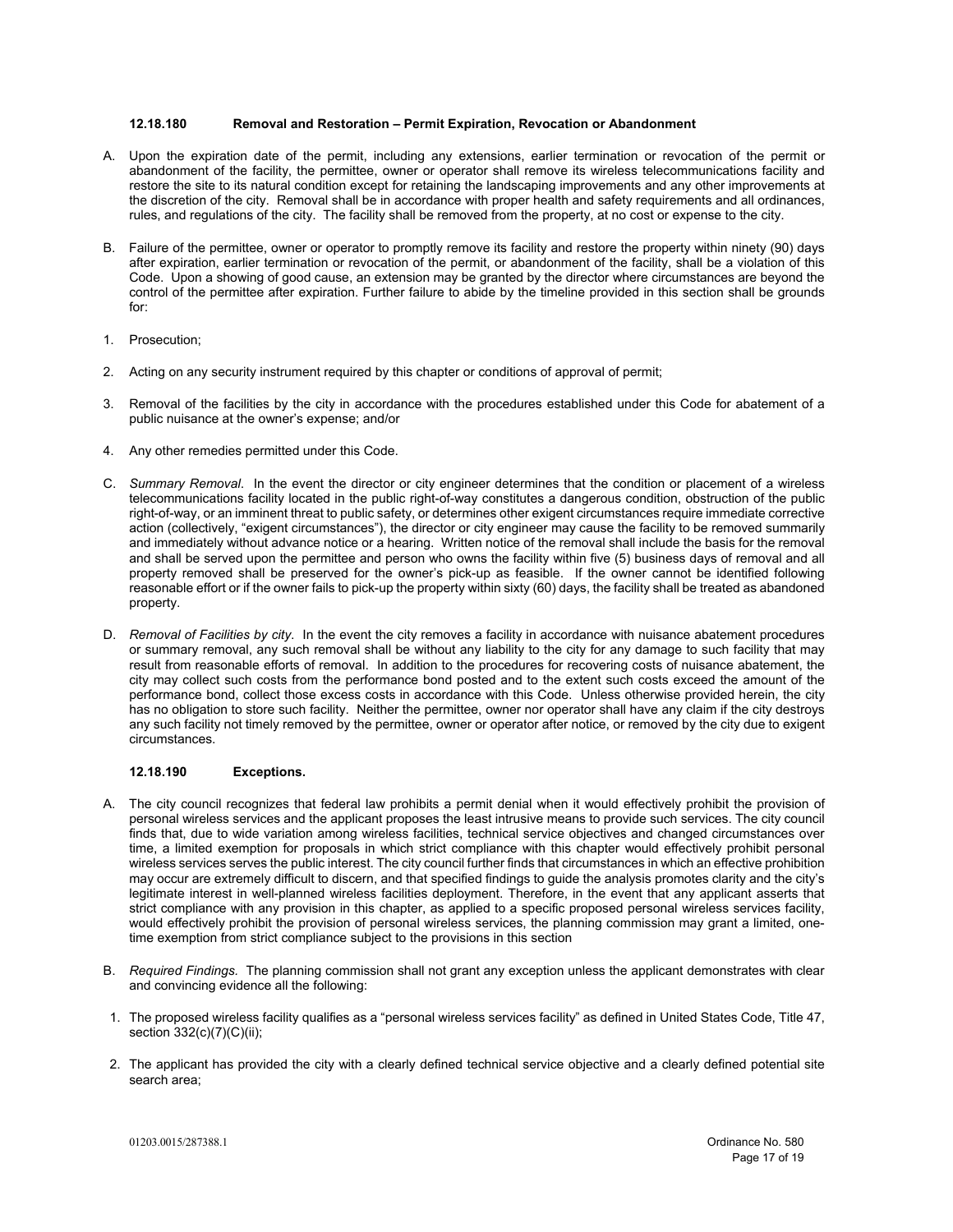**12.18.180 Removal and Restoration – Permit Expiration, Revocation or Abandonment**

A. Upon the expiration date of the permit, including any extensions, earlier termination or revocation of the permit or abandonment of the facility, the permittee, owner or operator shall remove its wireless telecommunications facility and restore the site to its natural condition except for retaining the landscaping improvements and any other improvements at the discretion of the city. Removal shall be in accordance with proper health and safety requirements and all ordinances, rules, and regulations of the city. The facility shall be removed from the property, at no cost or expense to the city.

B. Failure of the permittee, owner or operator to promptly remove its facility and restore the property within ninety (90) days after expiration, earlier termination or revocation of the permit, or abandonment of the facility, shall be a violation of this Code. Upon a showing of good cause, an extension may be granted by the director where circumstances are beyond the control of the permittee after expiration. Further failure to abide by the timeline provided in this section shall be grounds for:

1. Prosecution;
2. Acting on any security instrument required by this chapter or conditions of approval of permit;
3. Removal of the facilities by the city in accordance with the procedures established under this Code for abatement of a public nuisance at the owner's expense; and/or
4. Any other remedies permitted under this Code.

C. *Summary Removal*. In the event the director or city engineer determines that the condition or placement of a wireless telecommunications facility located in the public right-of-way constitutes a dangerous condition, obstruction of the public right-of-way, or an imminent threat to public safety, or determines other exigent circumstances require immediate corrective action (collectively, "exigent circumstances"), the director or city engineer may cause the facility to be removed summarily and immediately without advance notice or a hearing. Written notice of the removal shall include the basis for the removal and shall be served upon the permittee and person who owns the facility within five (5) business days of removal and all property removed shall be preserved for the owner's pick-up as feasible. If the owner cannot be identified following reasonable effort or if the owner fails to pick-up the property within sixty (60) days, the facility shall be treated as abandoned property.

D. *Removal of Facilities by city*. In the event the city removes a facility in accordance with nuisance abatement procedures or summary removal, any such removal shall be without any liability to the city for any damage to such facility that may result from reasonable efforts of removal. In addition to the procedures for recovering costs of nuisance abatement, the city may collect such costs from the performance bond posted and to the extent such costs exceed the amount of the performance bond, collect those excess costs in accordance with this Code. Unless otherwise provided herein, the city has no obligation to store such facility. Neither the permittee, owner nor operator shall have any claim if the city destroys any such facility not timely removed by the permittee, owner or operator after notice, or removed by the city due to exigent circumstances.

**12.18.190 Exceptions.**

A. The city council recognizes that federal law prohibits a permit denial when it would effectively prohibit the provision of personal wireless services and the applicant proposes the least intrusive means to provide such services. The city council finds that, due to wide variation among wireless facilities, technical service objectives and changed circumstances over time, a limited exemption for proposals in which strict compliance with this chapter would effectively prohibit personal wireless services serves the public interest. The city council further finds that circumstances in which an effective prohibition may occur are extremely difficult to discern, and that specified findings to guide the analysis promotes clarity and the city's legitimate interest in well-planned wireless facilities deployment. Therefore, in the event that any applicant asserts that strict compliance with any provision in this chapter, as applied to a specific proposed personal wireless services facility, would effectively prohibit the provision of personal wireless services, the planning commission may grant a limited, one-time exemption from strict compliance subject to the provisions in this section

B. *Required Findings.* The planning commission shall not grant any exception unless the applicant demonstrates with clear and convincing evidence all the following:

1. The proposed wireless facility qualifies as a "personal wireless services facility" as defined in United States Code, Title 47, section 332(c)(7)(C)(ii);
2. The applicant has provided the city with a clearly defined technical service objective and a clearly defined potential site search area;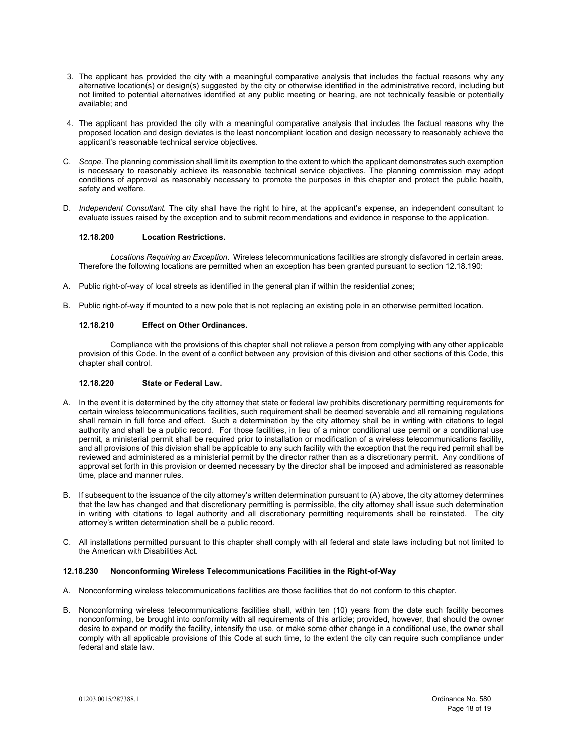3. The applicant has provided the city with a meaningful comparative analysis that includes the factual reasons why any alternative location(s) or design(s) suggested by the city or otherwise identified in the administrative record, including but not limited to potential alternatives identified at any public meeting or hearing, are not technically feasible or potentially available; and

4. The applicant has provided the city with a meaningful comparative analysis that includes the factual reasons why the proposed location and design deviates is the least noncompliant location and design necessary to reasonably achieve the applicant's reasonable technical service objectives.

C. *Scope.* The planning commission shall limit its exemption to the extent to which the applicant demonstrates such exemption is necessary to reasonably achieve its reasonable technical service objectives. The planning commission may adopt conditions of approval as reasonably necessary to promote the purposes in this chapter and protect the public health, safety and welfare.

D. *Independent Consultant.* The city shall have the right to hire, at the applicant's expense, an independent consultant to evaluate issues raised by the exception and to submit recommendations and evidence in response to the application.

**12.18.200 Location Restrictions.**

*Locations Requiring an Exception*. Wireless telecommunications facilities are strongly disfavored in certain areas. Therefore the following locations are permitted when an exception has been granted pursuant to section 12.18.190:

A. Public right-of-way of local streets as identified in the general plan if within the residential zones;

B. Public right-of-way if mounted to a new pole that is not replacing an existing pole in an otherwise permitted location.

**12.18.210 Effect on Other Ordinances.**

Compliance with the provisions of this chapter shall not relieve a person from complying with any other applicable provision of this Code. In the event of a conflict between any provision of this division and other sections of this Code, this chapter shall control.

**12.18.220 State or Federal Law.**

A. In the event it is determined by the city attorney that state or federal law prohibits discretionary permitting requirements for certain wireless telecommunications facilities, such requirement shall be deemed severable and all remaining regulations shall remain in full force and effect. Such a determination by the city attorney shall be in writing with citations to legal authority and shall be a public record. For those facilities, in lieu of a minor conditional use permit or a conditional use permit, a ministerial permit shall be required prior to installation or modification of a wireless telecommunications facility, and all provisions of this division shall be applicable to any such facility with the exception that the required permit shall be reviewed and administered as a ministerial permit by the director rather than as a discretionary permit. Any conditions of approval set forth in this provision or deemed necessary by the director shall be imposed and administered as reasonable time, place and manner rules.

B. If subsequent to the issuance of the city attorney's written determination pursuant to (A) above, the city attorney determines that the law has changed and that discretionary permitting is permissible, the city attorney shall issue such determination in writing with citations to legal authority and all discretionary permitting requirements shall be reinstated. The city attorney's written determination shall be a public record.

C. All installations permitted pursuant to this chapter shall comply with all federal and state laws including but not limited to the American with Disabilities Act.

**12.18.230 Nonconforming Wireless Telecommunications Facilities in the Right-of-Way**

A. Nonconforming wireless telecommunications facilities are those facilities that do not conform to this chapter.

B. Nonconforming wireless telecommunications facilities shall, within ten (10) years from the date such facility becomes nonconforming, be brought into conformity with all requirements of this article; provided, however, that should the owner desire to expand or modify the facility, intensify the use, or make some other change in a conditional use, the owner shall comply with all applicable provisions of this Code at such time, to the extent the city can require such compliance under federal and state law.

01203.0015/287388.1 Ordinance No. 580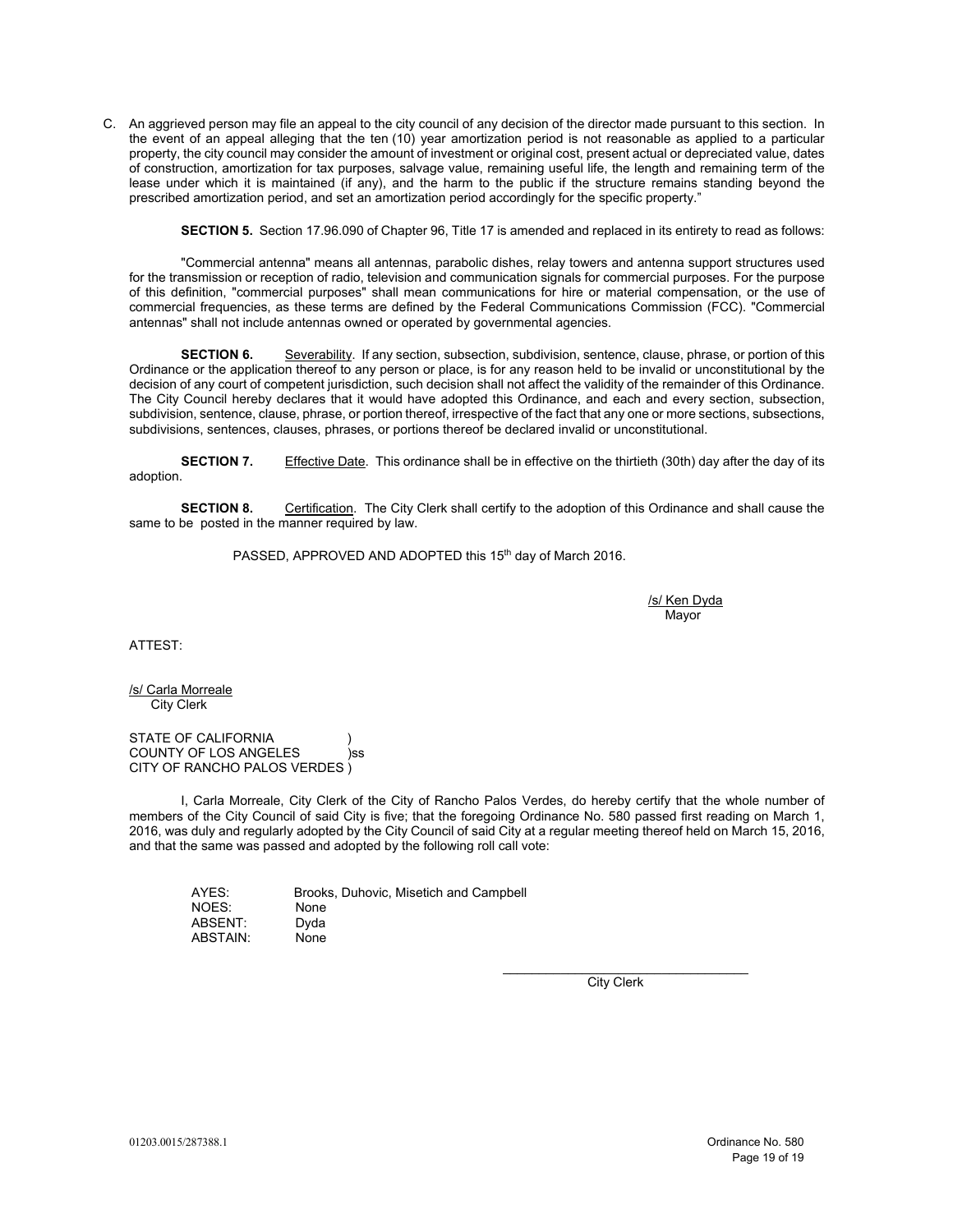C. An aggrieved person may file an appeal to the city council of any decision of the director made pursuant to this section. In the event of an appeal alleging that the ten (10) year amortization period is not reasonable as applied to a particular property, the city council may consider the amount of investment or original cost, present actual or depreciated value, dates of construction, amortization for tax purposes, salvage value, remaining useful life, the length and remaining term of the lease under which it is maintained (if any), and the harm to the public if the structure remains standing beyond the prescribed amortization period, and set an amortization period accordingly for the specific property."

**SECTION 5.** Section 17.96.090 of Chapter 96, Title 17 is amended and replaced in its entirety to read as follows:

"Commercial antenna" means all antennas, parabolic dishes, relay towers and antenna support structures used for the transmission or reception of radio, television and communication signals for commercial purposes. For the purpose of this definition, "commercial purposes" shall mean communications for hire or material compensation, or the use of commercial frequencies, as these terms are defined by the Federal Communications Commission (FCC). "Commercial antennas" shall not include antennas owned or operated by governmental agencies.

**SECTION 6.** Severability. If any section, subsection, subdivision, sentence, clause, phrase, or portion of this Ordinance or the application thereof to any person or place, is for any reason held to be invalid or unconstitutional by the decision of any court of competent jurisdiction, such decision shall not affect the validity of the remainder of this Ordinance. The City Council hereby declares that it would have adopted this Ordinance, and each and every section, subsection, subdivision, sentence, clause, phrase, or portion thereof, irrespective of the fact that any one or more sections, subsections, subdivisions, sentences, clauses, phrases, or portions thereof be declared invalid or unconstitutional.

**SECTION 7.** Effective Date. This ordinance shall be in effective on the thirtieth (30th) day after the day of its adoption.

**SECTION 8.** Certification. The City Clerk shall certify to the adoption of this Ordinance and shall cause the same to be posted in the manner required by law.

PASSED, APPROVED AND ADOPTED this 15th day of March 2016.

/s/ Ken Dyda
Mayor

ATTEST:

/s/ Carla Morreale
City Clerk

STATE OF CALIFORNIA )
COUNTY OF LOS ANGELES )ss
CITY OF RANCHO PALOS VERDES )

I, Carla Morreale, City Clerk of the City of Rancho Palos Verdes, do hereby certify that the whole number of members of the City Council of said City is five; that the foregoing Ordinance No. 580 passed first reading on March 1, 2016, was duly and regularly adopted by the City Council of said City at a regular meeting thereof held on March 15, 2016, and that the same was passed and adopted by the following roll call vote:

AYES: Brooks, Duhovic, Misetich and Campbell
NOES: None
ABSENT: Dyda
ABSTAIN: None

\_\_\_\_\_\_\_\_\_\_\_\_\_\_\_\_\_\_\_\_\_\_\_\_\_\_\_\_\_\_\_\_\_\_
City Clerk

01203.0015/287388.1